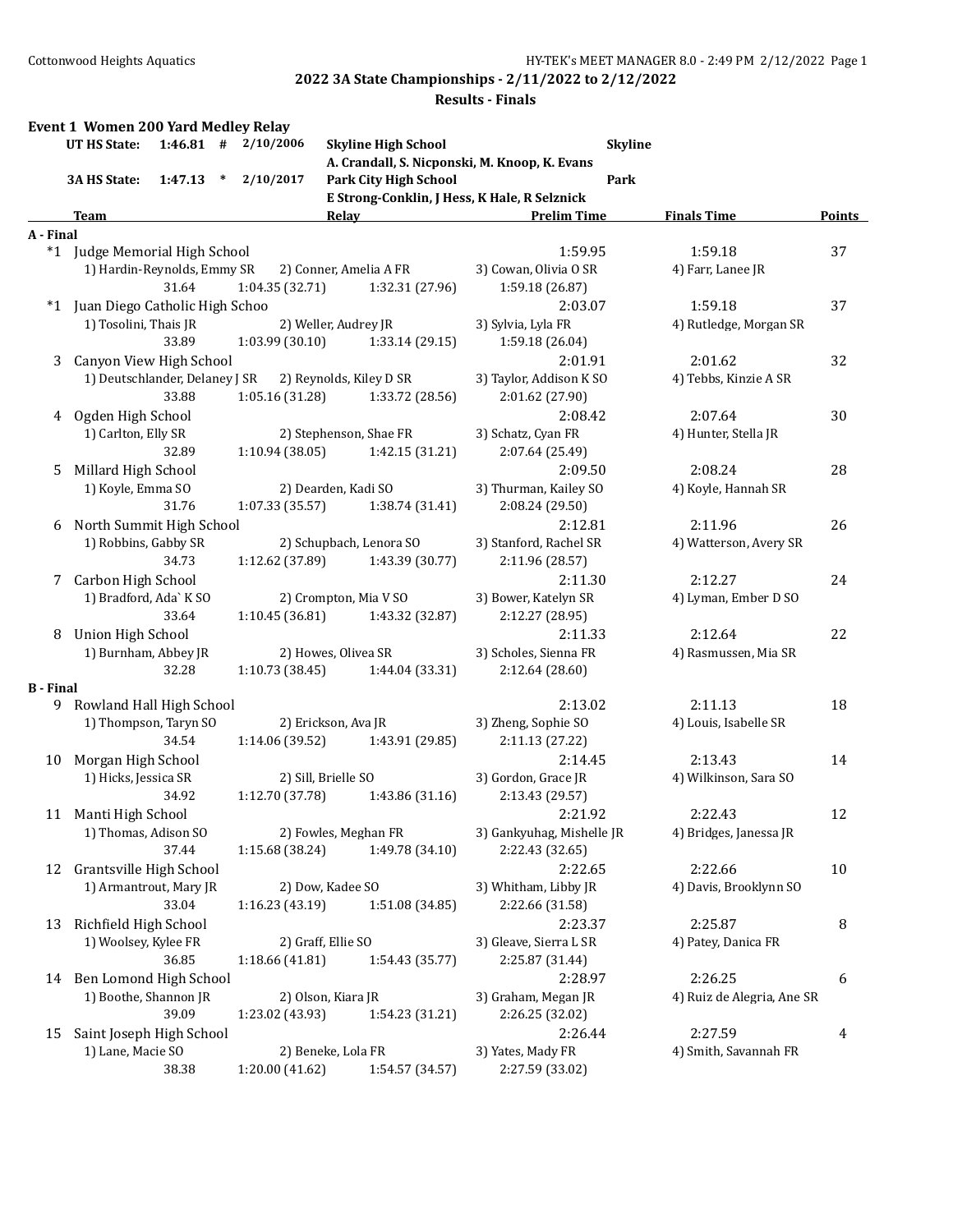Cottonwood Heights Aquatics

**2022 3A State Championships - 2/11/2022 to 2/12/2022**

**Results - Finals**

### Event 1 Women 200 Yard Medley Relay

| | | | | |
|---|---|---|---|---|
| **UT HS State:** | **1:46.81 #** | **2/10/2006** | **Skyline High School** | **Skyline** |
| | | | A. Crandall, S. Nicponski, M. Knoop, K. Evans | |
| **3A HS State:** | **1:47.13 \*** | **2/10/2017** | **Park City High School** | **Park** |
| | | | E Strong-Conklin, J Hess, K Hale, R Selznick | |

| Place | Team | Relay | Prelim Time | Finals Time | Points |
|---|---|---|---|---|---|
| **A - Final** | | | | | |
| *1 | Judge Memorial High School | | 1:59.95 | 1:59.18 | 37 |
| | 1) Hardin-Reynolds, Emmy SR | 2) Conner, Amelia A FR | 3) Cowan, Olivia O SR | 4) Farr, Lanee JR | |
| | 31.64 | 1:04.35 (32.71) 1:32.31 (27.96) | 1:59.18 (26.87) | | |
| *1 | Juan Diego Catholic High Schoo | | 2:03.07 | 1:59.18 | 37 |
| | 1) Tosolini, Thais JR | 2) Weller, Audrey JR | 3) Sylvia, Lyla FR | 4) Rutledge, Morgan SR | |
| | 33.89 | 1:03.99 (30.10) 1:33.14 (29.15) | 1:59.18 (26.04) | | |
| 3 | Canyon View High School | | 2:01.91 | 2:01.62 | 32 |
| | 1) Deutschlander, Delaney J SR | 2) Reynolds, Kiley D SR | 3) Taylor, Addison K SO | 4) Tebbs, Kinzie A SR | |
| | 33.88 | 1:05.16 (31.28) 1:33.72 (28.56) | 2:01.62 (27.90) | | |
| 4 | Ogden High School | | 2:08.42 | 2:07.64 | 30 |
| | 1) Carlton, Elly SR | 2) Stephenson, Shae FR | 3) Schatz, Cyan FR | 4) Hunter, Stella JR | |
| | 32.89 | 1:10.94 (38.05) 1:42.15 (31.21) | 2:07.64 (25.49) | | |
| 5 | Millard High School | | 2:09.50 | 2:08.24 | 28 |
| | 1) Koyle, Emma SO | 2) Dearden, Kadi SO | 3) Thurman, Kailey SO | 4) Koyle, Hannah SR | |
| | 31.76 | 1:07.33 (35.57) 1:38.74 (31.41) | 2:08.24 (29.50) | | |
| 6 | North Summit High School | | 2:12.81 | 2:11.96 | 26 |
| | 1) Robbins, Gabby SR | 2) Schupbach, Lenora SO | 3) Stanford, Rachel SR | 4) Watterson, Avery SR | |
| | 34.73 | 1:12.62 (37.89) 1:43.39 (30.77) | 2:11.96 (28.57) | | |
| 7 | Carbon High School | | 2:11.30 | 2:12.27 | 24 |
| | 1) Bradford, Ada` K SO | 2) Crompton, Mia V SO | 3) Bower, Katelyn SR | 4) Lyman, Ember D SO | |
| | 33.64 | 1:10.45 (36.81) 1:43.32 (32.87) | 2:12.27 (28.95) | | |
| 8 | Union High School | | 2:11.33 | 2:12.64 | 22 |
| | 1) Burnham, Abbey JR | 2) Howes, Olivea SR | 3) Scholes, Sienna FR | 4) Rasmussen, Mia SR | |
| | 32.28 | 1:10.73 (38.45) 1:44.04 (33.31) | 2:12.64 (28.60) | | |
| **B - Final** | | | | | |
| 9 | Rowland Hall High School | | 2:13.02 | 2:11.13 | 18 |
| | 1) Thompson, Taryn SO | 2) Erickson, Ava JR | 3) Zheng, Sophie SO | 4) Louis, Isabelle SR | |
| | 34.54 | 1:14.06 (39.52) 1:43.91 (29.85) | 2:11.13 (27.22) | | |
| 10 | Morgan High School | | 2:14.45 | 2:13.43 | 14 |
| | 1) Hicks, Jessica SR | 2) Sill, Brielle SO | 3) Gordon, Grace JR | 4) Wilkinson, Sara SO | |
| | 34.92 | 1:12.70 (37.78) 1:43.86 (31.16) | 2:13.43 (29.57) | | |
| 11 | Manti High School | | 2:21.92 | 2:22.43 | 12 |
| | 1) Thomas, Adison SO | 2) Fowles, Meghan FR | 3) Gankyuhag, Mishelle JR | 4) Bridges, Janessa JR | |
| | 37.44 | 1:15.68 (38.24) 1:49.78 (34.10) | 2:22.43 (32.65) | | |
| 12 | Grantsville High School | | 2:22.65 | 2:22.66 | 10 |
| | 1) Armantrout, Mary JR | 2) Dow, Kadee SO | 3) Whitham, Libby JR | 4) Davis, Brooklynn SO | |
| | 33.04 | 1:16.23 (43.19) 1:51.08 (34.85) | 2:22.66 (31.58) | | |
| 13 | Richfield High School | | 2:23.37 | 2:25.87 | 8 |
| | 1) Woolsey, Kylee FR | 2) Graff, Ellie SO | 3) Gleave, Sierra L SR | 4) Patey, Danica FR | |
| | 36.85 | 1:18.66 (41.81) 1:54.43 (35.77) | 2:25.87 (31.44) | | |
| 14 | Ben Lomond High School | | 2:28.97 | 2:26.25 | 6 |
| | 1) Boothe, Shannon JR | 2) Olson, Kiara JR | 3) Graham, Megan JR | 4) Ruiz de Alegria, Ane SR | |
| | 39.09 | 1:23.02 (43.93) 1:54.23 (31.21) | 2:26.25 (32.02) | | |
| 15 | Saint Joseph High School | | 2:26.44 | 2:27.59 | 4 |
| | 1) Lane, Macie SO | 2) Beneke, Lola FR | 3) Yates, Mady FR | 4) Smith, Savannah FR | |
| | 38.38 | 1:20.00 (41.62) 1:54.57 (34.57) | 2:27.59 (33.02) | | |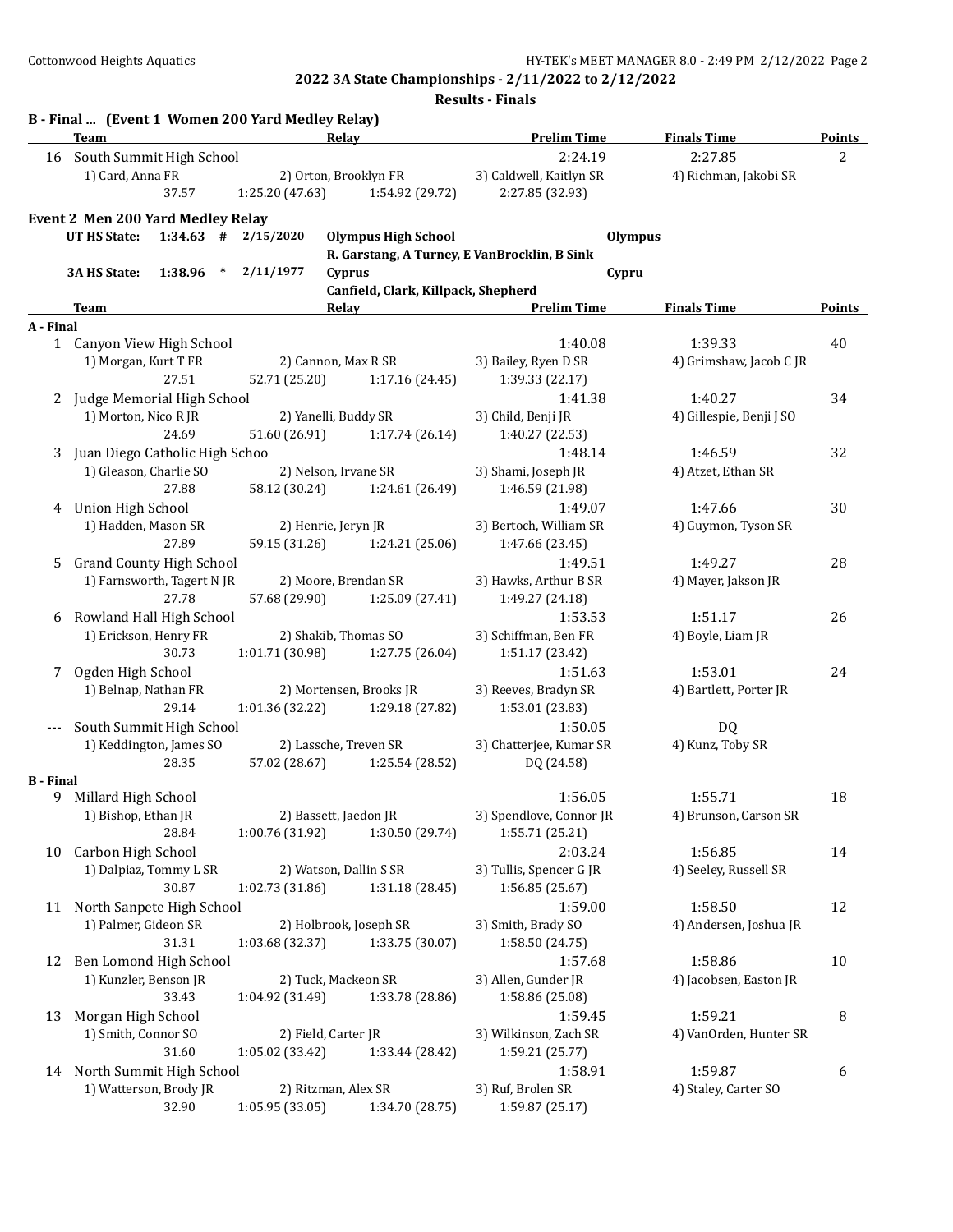**2022 3A State Championships - 2/11/2022 to 2/12/2022**

**Results - Finals**

### B - Final ... (Event 1 Women 200 Yard Medley Relay)

| | Team | Relay | Prelim Time | Finals Time | Points |
|---|---|---|---|---|---|
| 16 | South Summit High School | | 2:24.19 | 2:27.85 | 2 |
| | 1) Card, Anna FR | 2) Orton, Brooklyn FR | 3) Caldwell, Kaitlyn SR | 4) Richman, Jakobi SR | |
| | 37.57 | 1:25.20 (47.63) | 1:54.92 (29.72) | 2:27.85 (32.93) | |

### Event 2 Men 200 Yard Medley Relay

| | | | | | |
|---|---|---|---|---|---|
| UT HS State: | 1:34.63 # | 2/15/2020 | Olympus High School | Olympus | |
| | | | R. Garstang, A Turney, E VanBrocklin, B Sink | | |
| 3A HS State: | 1:38.96 * | 2/11/1977 | Cyprus | Cypru | |
| | | | Canfield, Clark, Killpack, Shepherd | | |

| | Team | Relay | Prelim Time | Finals Time | Points |
|---|---|---|---|---|---|
| **A - Final** | | | | | |
| 1 | Canyon View High School | | 1:40.08 | 1:39.33 | 40 |
| | 1) Morgan, Kurt T FR | 2) Cannon, Max R SR | 3) Bailey, Ryen D SR | 4) Grimshaw, Jacob C JR | |
| | 27.51 | 52.71 (25.20) | 1:17.16 (24.45) | 1:39.33 (22.17) | |
| 2 | Judge Memorial High School | | 1:41.38 | 1:40.27 | 34 |
| | 1) Morton, Nico R JR | 2) Yanelli, Buddy SR | 3) Child, Benji JR | 4) Gillespie, Benji J SO | |
| | 24.69 | 51.60 (26.91) | 1:17.74 (26.14) | 1:40.27 (22.53) | |
| 3 | Juan Diego Catholic High Schoo | | 1:48.14 | 1:46.59 | 32 |
| | 1) Gleason, Charlie SO | 2) Nelson, Irvane SR | 3) Shami, Joseph JR | 4) Atzet, Ethan SR | |
| | 27.88 | 58.12 (30.24) | 1:24.61 (26.49) | 1:46.59 (21.98) | |
| 4 | Union High School | | 1:49.07 | 1:47.66 | 30 |
| | 1) Hadden, Mason SR | 2) Henrie, Jeryn JR | 3) Bertoch, William SR | 4) Guymon, Tyson SR | |
| | 27.89 | 59.15 (31.26) | 1:24.21 (25.06) | 1:47.66 (23.45) | |
| 5 | Grand County High School | | 1:49.51 | 1:49.27 | 28 |
| | 1) Farnsworth, Tagert N JR | 2) Moore, Brendan SR | 3) Hawks, Arthur B SR | 4) Mayer, Jakson JR | |
| | 27.78 | 57.68 (29.90) | 1:25.09 (27.41) | 1:49.27 (24.18) | |
| 6 | Rowland Hall High School | | 1:53.53 | 1:51.17 | 26 |
| | 1) Erickson, Henry FR | 2) Shakib, Thomas SO | 3) Schiffman, Ben FR | 4) Boyle, Liam JR | |
| | 30.73 | 1:01.71 (30.98) | 1:27.75 (26.04) | 1:51.17 (23.42) | |
| 7 | Ogden High School | | 1:51.63 | 1:53.01 | 24 |
| | 1) Belnap, Nathan FR | 2) Mortensen, Brooks JR | 3) Reeves, Bradyn SR | 4) Bartlett, Porter JR | |
| | 29.14 | 1:01.36 (32.22) | 1:29.18 (27.82) | 1:53.01 (23.83) | |
| --- | South Summit High School | | 1:50.05 | DQ | |
| | 1) Keddington, James SO | 2) Lassche, Treven SR | 3) Chatterjee, Kumar SR | 4) Kunz, Toby SR | |
| | 28.35 | 57.02 (28.67) | 1:25.54 (28.52) | DQ (24.58) | |
| **B - Final** | | | | | |
| 9 | Millard High School | | 1:56.05 | 1:55.71 | 18 |
| | 1) Bishop, Ethan JR | 2) Bassett, Jaedon JR | 3) Spendlove, Connor JR | 4) Brunson, Carson SR | |
| | 28.84 | 1:00.76 (31.92) | 1:30.50 (29.74) | 1:55.71 (25.21) | |
| 10 | Carbon High School | | 2:03.24 | 1:56.85 | 14 |
| | 1) Dalpiaz, Tommy L SR | 2) Watson, Dallin S SR | 3) Tullis, Spencer G JR | 4) Seeley, Russell SR | |
| | 30.87 | 1:02.73 (31.86) | 1:31.18 (28.45) | 1:56.85 (25.67) | |
| 11 | North Sanpete High School | | 1:59.00 | 1:58.50 | 12 |
| | 1) Palmer, Gideon SR | 2) Holbrook, Joseph SR | 3) Smith, Brady SO | 4) Andersen, Joshua JR | |
| | 31.31 | 1:03.68 (32.37) | 1:33.75 (30.07) | 1:58.50 (24.75) | |
| 12 | Ben Lomond High School | | 1:57.68 | 1:58.86 | 10 |
| | 1) Kunzler, Benson JR | 2) Tuck, Mackeon SR | 3) Allen, Gunder JR | 4) Jacobsen, Easton JR | |
| | 33.43 | 1:04.92 (31.49) | 1:33.78 (28.86) | 1:58.86 (25.08) | |
| 13 | Morgan High School | | 1:59.45 | 1:59.21 | 8 |
| | 1) Smith, Connor SO | 2) Field, Carter JR | 3) Wilkinson, Zach SR | 4) VanOrden, Hunter SR | |
| | 31.60 | 1:05.02 (33.42) | 1:33.44 (28.42) | 1:59.21 (25.77) | |
| 14 | North Summit High School | | 1:58.91 | 1:59.87 | 6 |
| | 1) Watterson, Brody JR | 2) Ritzman, Alex SR | 3) Ruf, Brolen SR | 4) Staley, Carter SO | |
| | 32.90 | 1:05.95 (33.05) | 1:34.70 (28.75) | 1:59.87 (25.17) | |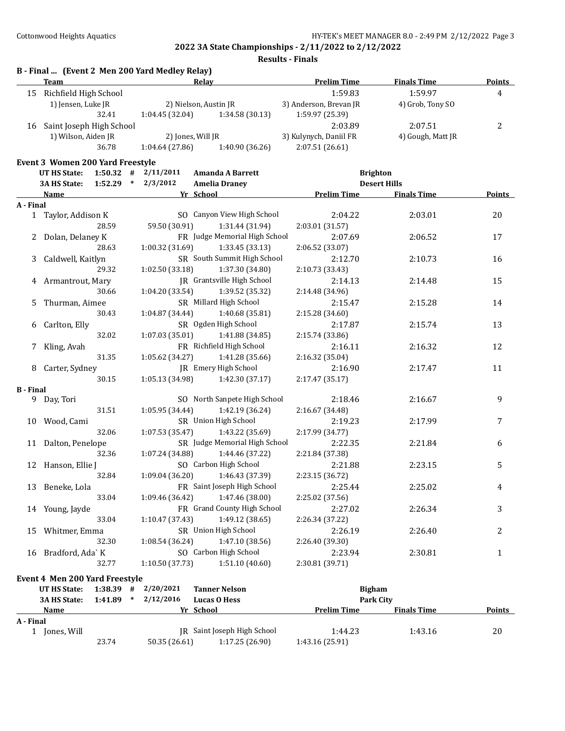## 2022 3A State Championships - 2/11/2022 to 2/12/2022

### Results - Finals

### B - Final ... (Event 2 Men 200 Yard Medley Relay)

| | Team | Relay | | Prelim Time | Finals Time | Points |
|---|---|---|---|---|---|---|
| 15 | Richfield High School | | | 1:59.83 | 1:59.97 | 4 |
| | 1) Jensen, Luke JR | 2) Nielson, Austin JR | | 3) Anderson, Brevan JR | 4) Grob, Tony SO | |
| | 32.41 | 1:04.45 (32.04) | 1:34.58 (30.13) | 1:59.97 (25.39) | | |
| 16 | Saint Joseph High School | | | 2:03.89 | 2:07.51 | 2 |
| | 1) Wilson, Aiden JR | 2) Jones, Will JR | | 3) Kulynych, Daniil FR | 4) Gough, Matt JR | |
| | 36.78 | 1:04.64 (27.86) | 1:40.90 (36.26) | 2:07.51 (26.61) | | |

### Event 3 Women 200 Yard Freestyle

UT HS State: 1:50.32 # 2/11/2011 Amanda A Barrett — Brighton
3A HS State: 1:52.29 * 2/3/2012 Amelia Draney — Desert Hills

| | Name | Yr | School | Prelim Time | Finals Time | Points |
|---|---|---|---|---|---|---|
| **A - Final** | | | | | | |
| 1 | Taylor, Addison K | SO | Canyon View High School | 2:04.22 | 2:03.01 | 20 |
| | 28.59 | 59.50 (30.91) | 1:31.44 (31.94) | 2:03.01 (31.57) | | |
| 2 | Dolan, Delaney K | FR | Judge Memorial High School | 2:07.69 | 2:06.52 | 17 |
| | 28.63 | 1:00.32 (31.69) | 1:33.45 (33.13) | 2:06.52 (33.07) | | |
| 3 | Caldwell, Kaitlyn | SR | South Summit High School | 2:12.70 | 2:10.73 | 16 |
| | 29.32 | 1:02.50 (33.18) | 1:37.30 (34.80) | 2:10.73 (33.43) | | |
| 4 | Armantrout, Mary | JR | Grantsville High School | 2:14.13 | 2:14.48 | 15 |
| | 30.66 | 1:04.20 (33.54) | 1:39.52 (35.32) | 2:14.48 (34.96) | | |
| 5 | Thurman, Aimee | SR | Millard High School | 2:15.47 | 2:15.28 | 14 |
| | 30.43 | 1:04.87 (34.44) | 1:40.68 (35.81) | 2:15.28 (34.60) | | |
| 6 | Carlton, Elly | SR | Ogden High School | 2:17.87 | 2:15.74 | 13 |
| | 32.02 | 1:07.03 (35.01) | 1:41.88 (34.85) | 2:15.74 (33.86) | | |
| 7 | Kling, Avah | FR | Richfield High School | 2:16.11 | 2:16.32 | 12 |
| | 31.35 | 1:05.62 (34.27) | 1:41.28 (35.66) | 2:16.32 (35.04) | | |
| 8 | Carter, Sydney | JR | Emery High School | 2:16.90 | 2:17.47 | 11 |
| | 30.15 | 1:05.13 (34.98) | 1:42.30 (37.17) | 2:17.47 (35.17) | | |
| **B - Final** | | | | | | |
| 9 | Day, Tori | SO | North Sanpete High School | 2:18.46 | 2:16.67 | 9 |
| | 31.51 | 1:05.95 (34.44) | 1:42.19 (36.24) | 2:16.67 (34.48) | | |
| 10 | Wood, Cami | SR | Union High School | 2:19.23 | 2:17.99 | 7 |
| | 32.06 | 1:07.53 (35.47) | 1:43.22 (35.69) | 2:17.99 (34.77) | | |
| 11 | Dalton, Penelope | SR | Judge Memorial High School | 2:22.35 | 2:21.84 | 6 |
| | 32.36 | 1:07.24 (34.88) | 1:44.46 (37.22) | 2:21.84 (37.38) | | |
| 12 | Hanson, Ellie J | SO | Carbon High School | 2:21.88 | 2:23.15 | 5 |
| | 32.84 | 1:09.04 (36.20) | 1:46.43 (37.39) | 2:23.15 (36.72) | | |
| 13 | Beneke, Lola | FR | Saint Joseph High School | 2:25.44 | 2:25.02 | 4 |
| | 33.04 | 1:09.46 (36.42) | 1:47.46 (38.00) | 2:25.02 (37.56) | | |
| 14 | Young, Jayde | FR | Grand County High School | 2:27.02 | 2:26.34 | 3 |
| | 33.04 | 1:10.47 (37.43) | 1:49.12 (38.65) | 2:26.34 (37.22) | | |
| 15 | Whitmer, Emma | SR | Union High School | 2:26.19 | 2:26.40 | 2 |
| | 32.30 | 1:08.54 (36.24) | 1:47.10 (38.56) | 2:26.40 (39.30) | | |
| 16 | Bradford, Ada`K | SO | Carbon High School | 2:23.94 | 2:30.81 | 1 |
| | 32.77 | 1:10.50 (37.73) | 1:51.10 (40.60) | 2:30.81 (39.71) | | |

### Event 4 Men 200 Yard Freestyle

UT HS State: 1:38.39 # 2/20/2021 Tanner Nelson — Bigham
3A HS State: 1:41.89 * 2/12/2016 Lucas O Hess — Park City

| | Name | Yr | School | Prelim Time | Finals Time | Points |
|---|---|---|---|---|---|---|
| **A - Final** | | | | | | |
| 1 | Jones, Will | JR | Saint Joseph High School | 1:44.23 | 1:43.16 | 20 |
| | 23.74 | 50.35 (26.61) | 1:17.25 (26.90) | 1:43.16 (25.91) | | |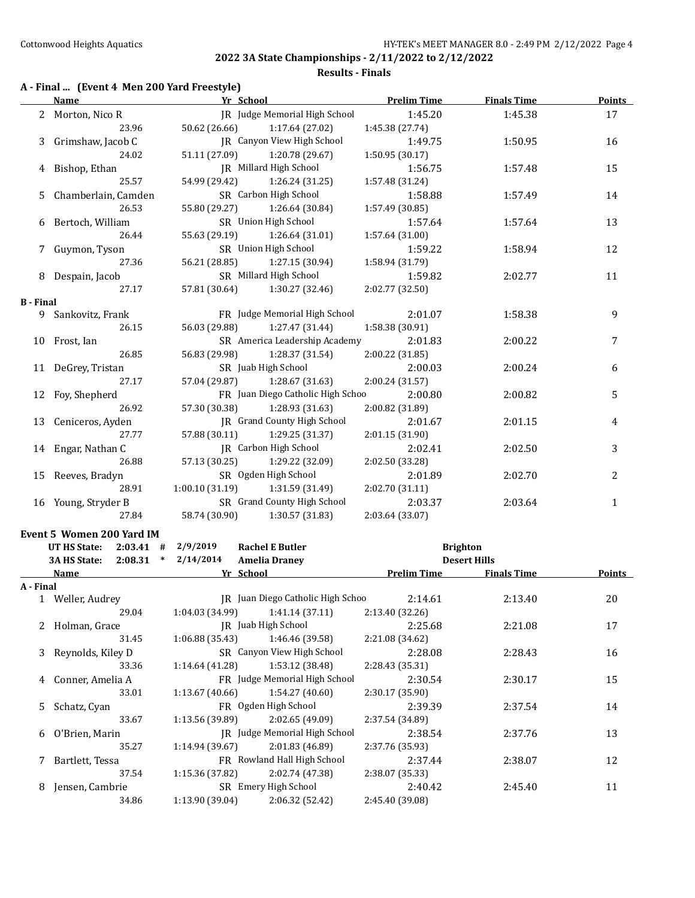## 2022 3A State Championships - 2/11/2022 to 2/12/2022

### Results - Finals

**A - Final ... (Event 4 Men 200 Yard Freestyle)**

| | Name | Yr | School | Prelim Time | Finals Time | Points |
|---|---|---|---|---|---|---|
| 2 | Morton, Nico R | JR | Judge Memorial High School | 1:45.20 | 1:45.38 | 17 |
| | 23.96 | 50.62 (26.66) | 1:17.64 (27.02) | 1:45.38 (27.74) | | |
| 3 | Grimshaw, Jacob C | JR | Canyon View High School | 1:49.75 | 1:50.95 | 16 |
| | 24.02 | 51.11 (27.09) | 1:20.78 (29.67) | 1:50.95 (30.17) | | |
| 4 | Bishop, Ethan | JR | Millard High School | 1:56.75 | 1:57.48 | 15 |
| | 25.57 | 54.99 (29.42) | 1:26.24 (31.25) | 1:57.48 (31.24) | | |
| 5 | Chamberlain, Camden | SR | Carbon High School | 1:58.88 | 1:57.49 | 14 |
| | 26.53 | 55.80 (29.27) | 1:26.64 (30.84) | 1:57.49 (30.85) | | |
| 6 | Bertoch, William | SR | Union High School | 1:57.64 | 1:57.64 | 13 |
| | 26.44 | 55.63 (29.19) | 1:26.64 (31.01) | 1:57.64 (31.00) | | |
| 7 | Guymon, Tyson | SR | Union High School | 1:59.22 | 1:58.94 | 12 |
| | 27.36 | 56.21 (28.85) | 1:27.15 (30.94) | 1:58.94 (31.79) | | |
| 8 | Despain, Jacob | SR | Millard High School | 1:59.82 | 2:02.77 | 11 |
| | 27.17 | 57.81 (30.64) | 1:30.27 (32.46) | 2:02.77 (32.50) | | |
| **B - Final** | | | | | | |
| 9 | Sankovitz, Frank | FR | Judge Memorial High School | 2:01.07 | 1:58.38 | 9 |
| | 26.15 | 56.03 (29.88) | 1:27.47 (31.44) | 1:58.38 (30.91) | | |
| 10 | Frost, Ian | SR | America Leadership Academy | 2:01.83 | 2:00.22 | 7 |
| | 26.85 | 56.83 (29.98) | 1:28.37 (31.54) | 2:00.22 (31.85) | | |
| 11 | DeGrey, Tristan | SR | Juab High School | 2:00.03 | 2:00.24 | 6 |
| | 27.17 | 57.04 (29.87) | 1:28.67 (31.63) | 2:00.24 (31.57) | | |
| 12 | Foy, Shepherd | FR | Juan Diego Catholic High Schoo | 2:00.80 | 2:00.82 | 5 |
| | 26.92 | 57.30 (30.38) | 1:28.93 (31.63) | 2:00.82 (31.89) | | |
| 13 | Ceniceros, Ayden | JR | Grand County High School | 2:01.67 | 2:01.15 | 4 |
| | 27.77 | 57.88 (30.11) | 1:29.25 (31.37) | 2:01.15 (31.90) | | |
| 14 | Engar, Nathan C | JR | Carbon High School | 2:02.41 | 2:02.50 | 3 |
| | 26.88 | 57.13 (30.25) | 1:29.22 (32.09) | 2:02.50 (33.28) | | |
| 15 | Reeves, Bradyn | SR | Ogden High School | 2:01.89 | 2:02.70 | 2 |
| | 28.91 | 1:00.10 (31.19) | 1:31.59 (31.49) | 2:02.70 (31.11) | | |
| 16 | Young, Stryder B | SR | Grand County High School | 2:03.37 | 2:03.64 | 1 |
| | 27.84 | 58.74 (30.90) | 1:30.57 (31.83) | 2:03.64 (33.07) | | |

**Event 5 Women 200 Yard IM**

| | | | | |
|---|---|---|---|---|
| UT HS State: | 2:03.41 # | 2/9/2019 | Rachel E Butler | Brighton |
| 3A HS State: | 2:08.31 * | 2/14/2014 | Amelia Draney | Desert Hills |

| | Name | Yr | School | Prelim Time | Finals Time | Points |
|---|---|---|---|---|---|---|
| **A - Final** | | | | | | |
| 1 | Weller, Audrey | JR | Juan Diego Catholic High Schoo | 2:14.61 | 2:13.40 | 20 |
| | 29.04 | 1:04.03 (34.99) | 1:41.14 (37.11) | 2:13.40 (32.26) | | |
| 2 | Holman, Grace | JR | Juab High School | 2:25.68 | 2:21.08 | 17 |
| | 31.45 | 1:06.88 (35.43) | 1:46.46 (39.58) | 2:21.08 (34.62) | | |
| 3 | Reynolds, Kiley D | SR | Canyon View High School | 2:28.08 | 2:28.43 | 16 |
| | 33.36 | 1:14.64 (41.28) | 1:53.12 (38.48) | 2:28.43 (35.31) | | |
| 4 | Conner, Amelia A | FR | Judge Memorial High School | 2:30.54 | 2:30.17 | 15 |
| | 33.01 | 1:13.67 (40.66) | 1:54.27 (40.60) | 2:30.17 (35.90) | | |
| 5 | Schatz, Cyan | FR | Ogden High School | 2:39.39 | 2:37.54 | 14 |
| | 33.67 | 1:13.56 (39.89) | 2:02.65 (49.09) | 2:37.54 (34.89) | | |
| 6 | O'Brien, Marin | JR | Judge Memorial High School | 2:38.54 | 2:37.76 | 13 |
| | 35.27 | 1:14.94 (39.67) | 2:01.83 (46.89) | 2:37.76 (35.93) | | |
| 7 | Bartlett, Tessa | FR | Rowland Hall High School | 2:37.44 | 2:38.07 | 12 |
| | 37.54 | 1:15.36 (37.82) | 2:02.74 (47.38) | 2:38.07 (35.33) | | |
| 8 | Jensen, Cambrie | SR | Emery High School | 2:40.42 | 2:45.40 | 11 |
| | 34.86 | 1:13.90 (39.04) | 2:06.32 (52.42) | 2:45.40 (39.08) | | |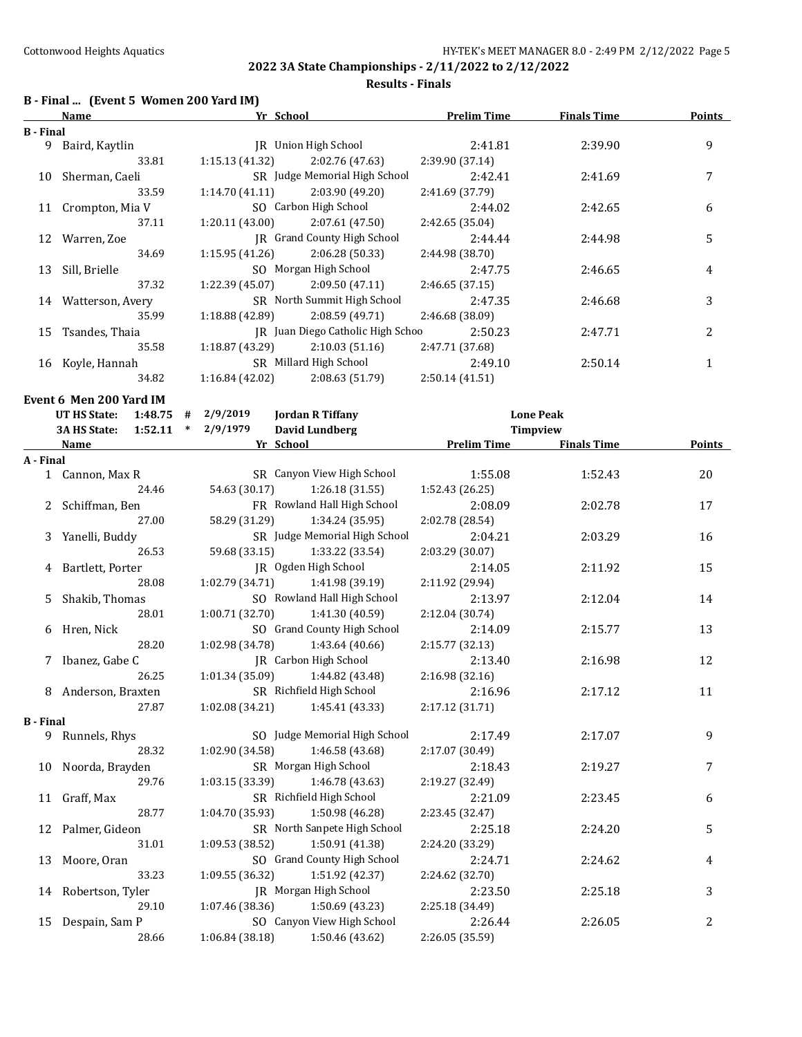## 2022 3A State Championships - 2/11/2022 to 2/12/2022

### Results - Finals

**B - Final ... (Event 5 Women 200 Yard IM)**

| | Name | Yr | School | Prelim Time | Finals Time | Points |
|---|---|---|---|---|---|---|
| **B - Final** | | | | | | |
| 9 | Baird, Kaytlin | JR | Union High School | 2:41.81 | 2:39.90 | 9 |
| | 33.81 | 1:15.13 (41.32) | 2:02.76 (47.63) | 2:39.90 (37.14) | | |
| 10 | Sherman, Caeli | SR | Judge Memorial High School | 2:42.41 | 2:41.69 | 7 |
| | 33.59 | 1:14.70 (41.11) | 2:03.90 (49.20) | 2:41.69 (37.79) | | |
| 11 | Crompton, Mia V | SO | Carbon High School | 2:44.02 | 2:42.65 | 6 |
| | 37.11 | 1:20.11 (43.00) | 2:07.61 (47.50) | 2:42.65 (35.04) | | |
| 12 | Warren, Zoe | JR | Grand County High School | 2:44.44 | 2:44.98 | 5 |
| | 34.69 | 1:15.95 (41.26) | 2:06.28 (50.33) | 2:44.98 (38.70) | | |
| 13 | Sill, Brielle | SO | Morgan High School | 2:47.75 | 2:46.65 | 4 |
| | 37.32 | 1:22.39 (45.07) | 2:09.50 (47.11) | 2:46.65 (37.15) | | |
| 14 | Watterson, Avery | SR | North Summit High School | 2:47.35 | 2:46.68 | 3 |
| | 35.99 | 1:18.88 (42.89) | 2:08.59 (49.71) | 2:46.68 (38.09) | | |
| 15 | Tsandes, Thaia | JR | Juan Diego Catholic High Schoo | 2:50.23 | 2:47.71 | 2 |
| | 35.58 | 1:18.87 (43.29) | 2:10.03 (51.16) | 2:47.71 (37.68) | | |
| 16 | Koyle, Hannah | SR | Millard High School | 2:49.10 | 2:50.14 | 1 |
| | 34.82 | 1:16.84 (42.02) | 2:08.63 (51.79) | 2:50.14 (41.51) | | |

**Event 6 Men 200 Yard IM**

| | | | | | |
|---|---|---|---|---|---|
| UT HS State: | 1:48.75 | # | 2/9/2019 | Jordan R Tiffany | Lone Peak |
| 3A HS State: | 1:52.11 | * | 2/9/1979 | David Lundberg | Timpview |

| | Name | Yr | School | Prelim Time | Finals Time | Points |
|---|---|---|---|---|---|---|
| **A - Final** | | | | | | |
| 1 | Cannon, Max R | SR | Canyon View High School | 1:55.08 | 1:52.43 | 20 |
| | 24.46 | 54.63 (30.17) | 1:26.18 (31.55) | 1:52.43 (26.25) | | |
| 2 | Schiffman, Ben | FR | Rowland Hall High School | 2:08.09 | 2:02.78 | 17 |
| | 27.00 | 58.29 (31.29) | 1:34.24 (35.95) | 2:02.78 (28.54) | | |
| 3 | Yanelli, Buddy | SR | Judge Memorial High School | 2:04.21 | 2:03.29 | 16 |
| | 26.53 | 59.68 (33.15) | 1:33.22 (33.54) | 2:03.29 (30.07) | | |
| 4 | Bartlett, Porter | JR | Ogden High School | 2:14.05 | 2:11.92 | 15 |
| | 28.08 | 1:02.79 (34.71) | 1:41.98 (39.19) | 2:11.92 (29.94) | | |
| 5 | Shakib, Thomas | SO | Rowland Hall High School | 2:13.97 | 2:12.04 | 14 |
| | 28.01 | 1:00.71 (32.70) | 1:41.30 (40.59) | 2:12.04 (30.74) | | |
| 6 | Hren, Nick | SO | Grand County High School | 2:14.09 | 2:15.77 | 13 |
| | 28.20 | 1:02.98 (34.78) | 1:43.64 (40.66) | 2:15.77 (32.13) | | |
| 7 | Ibanez, Gabe C | JR | Carbon High School | 2:13.40 | 2:16.98 | 12 |
| | 26.25 | 1:01.34 (35.09) | 1:44.82 (43.48) | 2:16.98 (32.16) | | |
| 8 | Anderson, Braxten | SR | Richfield High School | 2:16.96 | 2:17.12 | 11 |
| | 27.87 | 1:02.08 (34.21) | 1:45.41 (43.33) | 2:17.12 (31.71) | | |
| **B - Final** | | | | | | |
| 9 | Runnels, Rhys | SO | Judge Memorial High School | 2:17.49 | 2:17.07 | 9 |
| | 28.32 | 1:02.90 (34.58) | 1:46.58 (43.68) | 2:17.07 (30.49) | | |
| 10 | Noorda, Brayden | SR | Morgan High School | 2:18.43 | 2:19.27 | 7 |
| | 29.76 | 1:03.15 (33.39) | 1:46.78 (43.63) | 2:19.27 (32.49) | | |
| 11 | Graff, Max | SR | Richfield High School | 2:21.09 | 2:23.45 | 6 |
| | 28.77 | 1:04.70 (35.93) | 1:50.98 (46.28) | 2:23.45 (32.47) | | |
| 12 | Palmer, Gideon | SR | North Sanpete High School | 2:25.18 | 2:24.20 | 5 |
| | 31.01 | 1:09.53 (38.52) | 1:50.91 (41.38) | 2:24.20 (33.29) | | |
| 13 | Moore, Oran | SO | Grand County High School | 2:24.71 | 2:24.62 | 4 |
| | 33.23 | 1:09.55 (36.32) | 1:51.92 (42.37) | 2:24.62 (32.70) | | |
| 14 | Robertson, Tyler | JR | Morgan High School | 2:23.50 | 2:25.18 | 3 |
| | 29.10 | 1:07.46 (38.36) | 1:50.69 (43.23) | 2:25.18 (34.49) | | |
| 15 | Despain, Sam P | SO | Canyon View High School | 2:26.44 | 2:26.05 | 2 |
| | 28.66 | 1:06.84 (38.18) | 1:50.46 (43.62) | 2:26.05 (35.59) | | |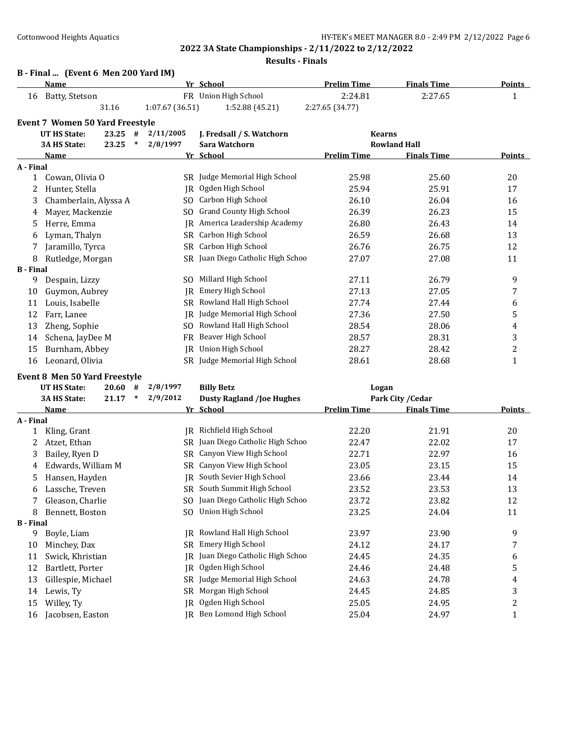## 2022 3A State Championships - 2/11/2022 to 2/12/2022

**Results - Finals**

### B - Final ... (Event 6 Men 200 Yard IM)

| | Name | Yr | School | Prelim Time | Finals Time | Points |
|---|---|---|---|---|---|---|
| 16 | Batty, Stetson | FR | Union High School | 2:24.81 | 2:27.65 | 1 |
| | 31.16 | 1:07.67 (36.51) | 1:52.88 (45.21) | 2:27.65 (34.77) | | |

### Event 7 Women 50 Yard Freestyle

| | | | | | |
|---|---|---|---|---|---|
| UT HS State: | 23.25 | # | 2/11/2005 | J. Fredsall / S. Watchorn | Kearns |
| 3A HS State: | 23.25 | * | 2/8/1997 | Sara Watchorn | Rowland Hall |

| | Name | Yr | School | Prelim Time | Finals Time | Points |
|---|---|---|---|---|---|---|
| **A - Final** | | | | | | |
| 1 | Cowan, Olivia O | SR | Judge Memorial High School | 25.98 | 25.60 | 20 |
| 2 | Hunter, Stella | JR | Ogden High School | 25.94 | 25.91 | 17 |
| 3 | Chamberlain, Alyssa A | SO | Carbon High School | 26.10 | 26.04 | 16 |
| 4 | Mayer, Mackenzie | SO | Grand County High School | 26.39 | 26.23 | 15 |
| 5 | Herre, Emma | JR | America Leadership Academy | 26.80 | 26.43 | 14 |
| 6 | Lyman, Thalyn | SR | Carbon High School | 26.59 | 26.68 | 13 |
| 7 | Jaramillo, Tyrca | SR | Carbon High School | 26.76 | 26.75 | 12 |
| 8 | Rutledge, Morgan | SR | Juan Diego Catholic High Schoo | 27.07 | 27.08 | 11 |
| **B - Final** | | | | | | |
| 9 | Despain, Lizzy | SO | Millard High School | 27.11 | 26.79 | 9 |
| 10 | Guymon, Aubrey | JR | Emery High School | 27.13 | 27.05 | 7 |
| 11 | Louis, Isabelle | SR | Rowland Hall High School | 27.74 | 27.44 | 6 |
| 12 | Farr, Lanee | JR | Judge Memorial High School | 27.36 | 27.50 | 5 |
| 13 | Zheng, Sophie | SO | Rowland Hall High School | 28.54 | 28.06 | 4 |
| 14 | Schena, JayDee M | FR | Beaver High School | 28.57 | 28.31 | 3 |
| 15 | Burnham, Abbey | JR | Union High School | 28.27 | 28.42 | 2 |
| 16 | Leonard, Olivia | SR | Judge Memorial High School | 28.61 | 28.68 | 1 |

### Event 8 Men 50 Yard Freestyle

| | | | | | |
|---|---|---|---|---|---|
| UT HS State: | 20.60 | # | 2/8/1997 | Billy Betz | Logan |
| 3A HS State: | 21.17 | * | 2/9/2012 | Dusty Ragland /Joe Hughes | Park City /Cedar |

| | Name | Yr | School | Prelim Time | Finals Time | Points |
|---|---|---|---|---|---|---|
| **A - Final** | | | | | | |
| 1 | Kling, Grant | JR | Richfield High School | 22.20 | 21.91 | 20 |
| 2 | Atzet, Ethan | SR | Juan Diego Catholic High Schoo | 22.47 | 22.02 | 17 |
| 3 | Bailey, Ryen D | SR | Canyon View High School | 22.71 | 22.97 | 16 |
| 4 | Edwards, William M | SR | Canyon View High School | 23.05 | 23.15 | 15 |
| 5 | Hansen, Hayden | JR | South Sevier High School | 23.66 | 23.44 | 14 |
| 6 | Lassche, Treven | SR | South Summit High School | 23.52 | 23.53 | 13 |
| 7 | Gleason, Charlie | SO | Juan Diego Catholic High Schoo | 23.72 | 23.82 | 12 |
| 8 | Bennett, Boston | SO | Union High School | 23.25 | 24.04 | 11 |
| **B - Final** | | | | | | |
| 9 | Boyle, Liam | JR | Rowland Hall High School | 23.97 | 23.90 | 9 |
| 10 | Minchey, Dax | SR | Emery High School | 24.12 | 24.17 | 7 |
| 11 | Swick, Khristian | JR | Juan Diego Catholic High Schoo | 24.45 | 24.35 | 6 |
| 12 | Bartlett, Porter | JR | Ogden High School | 24.46 | 24.48 | 5 |
| 13 | Gillespie, Michael | SR | Judge Memorial High School | 24.63 | 24.78 | 4 |
| 14 | Lewis, Ty | SR | Morgan High School | 24.45 | 24.85 | 3 |
| 15 | Willey, Ty | JR | Ogden High School | 25.05 | 24.95 | 2 |
| 16 | Jacobsen, Easton | JR | Ben Lomond High School | 25.04 | 24.97 | 1 |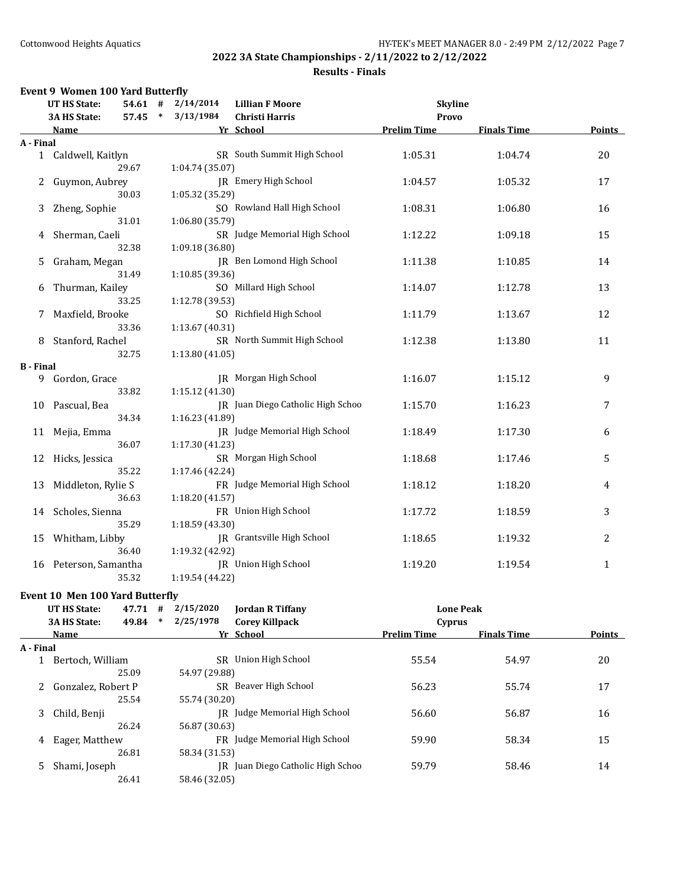## 2022 3A State Championships - 2/11/2022 to 2/12/2022

### Results - Finals

### Event 9 Women 100 Yard Butterfly

| | | | | | |
|---|---|---|---|---|---|
| UT HS State: | 54.61 # | 2/14/2014 | Lillian F Moore | Skyline | |
| 3A HS State: | 57.45 * | 3/13/1984 | Christi Harris | Provo | |

| | Name | Yr | School | Prelim Time | Finals Time | Points |
|---|---|---|---|---|---|---|
| **A - Final** | | | | | | |
| 1 | Caldwell, Kaitlyn | SR | South Summit High School | 1:05.31 | 1:04.74 | 20 |
| | 29.67 | 1:04.74 (35.07) | | | | |
| 2 | Guymon, Aubrey | JR | Emery High School | 1:04.57 | 1:05.32 | 17 |
| | 30.03 | 1:05.32 (35.29) | | | | |
| 3 | Zheng, Sophie | SO | Rowland Hall High School | 1:08.31 | 1:06.80 | 16 |
| | 31.01 | 1:06.80 (35.79) | | | | |
| 4 | Sherman, Caeli | SR | Judge Memorial High School | 1:12.22 | 1:09.18 | 15 |
| | 32.38 | 1:09.18 (36.80) | | | | |
| 5 | Graham, Megan | JR | Ben Lomond High School | 1:11.38 | 1:10.85 | 14 |
| | 31.49 | 1:10.85 (39.36) | | | | |
| 6 | Thurman, Kailey | SO | Millard High School | 1:14.07 | 1:12.78 | 13 |
| | 33.25 | 1:12.78 (39.53) | | | | |
| 7 | Maxfield, Brooke | SO | Richfield High School | 1:11.79 | 1:13.67 | 12 |
| | 33.36 | 1:13.67 (40.31) | | | | |
| 8 | Stanford, Rachel | SR | North Summit High School | 1:12.38 | 1:13.80 | 11 |
| | 32.75 | 1:13.80 (41.05) | | | | |
| **B - Final** | | | | | | |
| 9 | Gordon, Grace | JR | Morgan High School | 1:16.07 | 1:15.12 | 9 |
| | 33.82 | 1:15.12 (41.30) | | | | |
| 10 | Pascual, Bea | JR | Juan Diego Catholic High Schoo | 1:15.70 | 1:16.23 | 7 |
| | 34.34 | 1:16.23 (41.89) | | | | |
| 11 | Mejia, Emma | JR | Judge Memorial High School | 1:18.49 | 1:17.30 | 6 |
| | 36.07 | 1:17.30 (41.23) | | | | |
| 12 | Hicks, Jessica | SR | Morgan High School | 1:18.68 | 1:17.46 | 5 |
| | 35.22 | 1:17.46 (42.24) | | | | |
| 13 | Middleton, Rylie S | FR | Judge Memorial High School | 1:18.12 | 1:18.20 | 4 |
| | 36.63 | 1:18.20 (41.57) | | | | |
| 14 | Scholes, Sienna | FR | Union High School | 1:17.72 | 1:18.59 | 3 |
| | 35.29 | 1:18.59 (43.30) | | | | |
| 15 | Whitham, Libby | JR | Grantsville High School | 1:18.65 | 1:19.32 | 2 |
| | 36.40 | 1:19.32 (42.92) | | | | |
| 16 | Peterson, Samantha | JR | Union High School | 1:19.20 | 1:19.54 | 1 |
| | 35.32 | 1:19.54 (44.22) | | | | |

### Event 10 Men 100 Yard Butterfly

| | | | | | |
|---|---|---|---|---|---|
| UT HS State: | 47.71 # | 2/15/2020 | Jordan R Tiffany | Lone Peak | |
| 3A HS State: | 49.84 * | 2/25/1978 | Corey Killpack | Cyprus | |

| | Name | Yr | School | Prelim Time | Finals Time | Points |
|---|---|---|---|---|---|---|
| **A - Final** | | | | | | |
| 1 | Bertoch, William | SR | Union High School | 55.54 | 54.97 | 20 |
| | 25.09 | 54.97 (29.88) | | | | |
| 2 | Gonzalez, Robert P | SR | Beaver High School | 56.23 | 55.74 | 17 |
| | 25.54 | 55.74 (30.20) | | | | |
| 3 | Child, Benji | JR | Judge Memorial High School | 56.60 | 56.87 | 16 |
| | 26.24 | 56.87 (30.63) | | | | |
| 4 | Eager, Matthew | FR | Judge Memorial High School | 59.90 | 58.34 | 15 |
| | 26.81 | 58.34 (31.53) | | | | |
| 5 | Shami, Joseph | JR | Juan Diego Catholic High Schoo | 59.79 | 58.46 | 14 |
| | 26.41 | 58.46 (32.05) | | | | |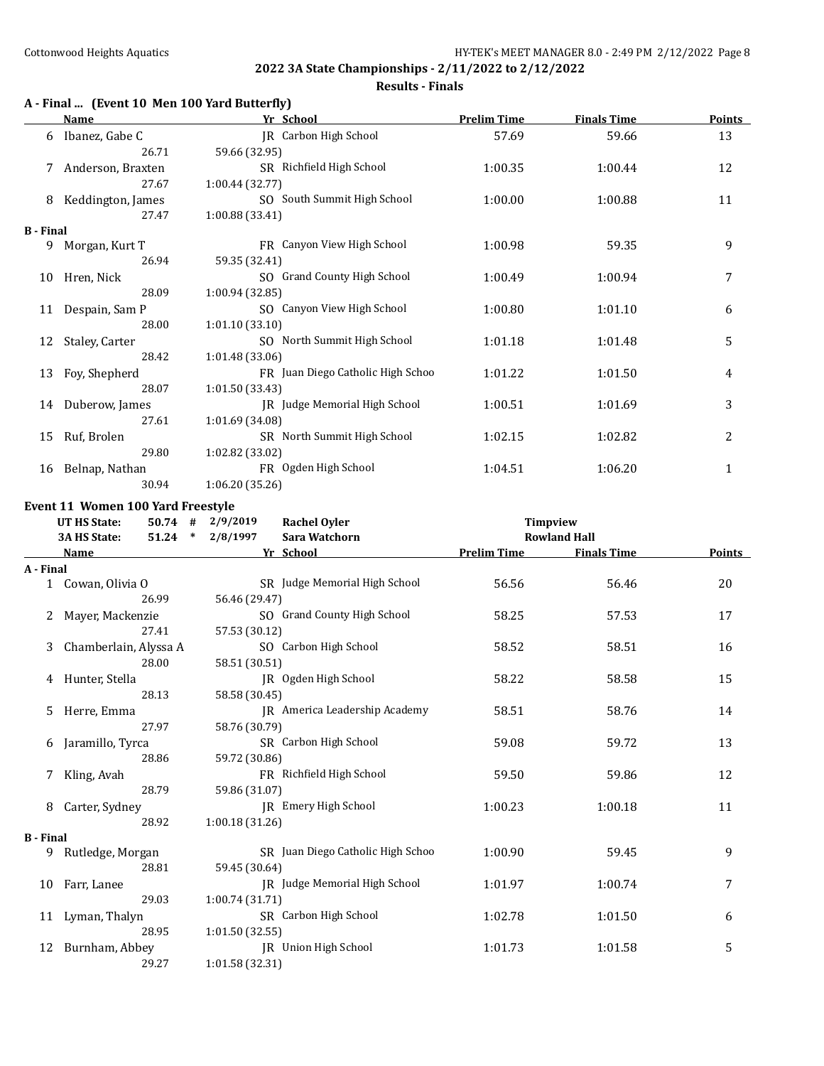## 2022 3A State Championships - 2/11/2022 to 2/12/2022

### Results - Finals

**A - Final ... (Event 10 Men 100 Yard Butterfly)**

| | Name | Yr | School | Prelim Time | Finals Time | Points |
|---|---|---|---|---|---|---|
| 6 | Ibanez, Gabe C | JR | Carbon High School | 57.69 | 59.66 | 13 |
| | 26.71 | 59.66 (32.95) | | | | |
| 7 | Anderson, Braxten | SR | Richfield High School | 1:00.35 | 1:00.44 | 12 |
| | 27.67 | 1:00.44 (32.77) | | | | |
| 8 | Keddington, James | SO | South Summit High School | 1:00.00 | 1:00.88 | 11 |
| | 27.47 | 1:00.88 (33.41) | | | | |
| **B - Final** | | | | | | |
| 9 | Morgan, Kurt T | FR | Canyon View High School | 1:00.98 | 59.35 | 9 |
| | 26.94 | 59.35 (32.41) | | | | |
| 10 | Hren, Nick | SO | Grand County High School | 1:00.49 | 1:00.94 | 7 |
| | 28.09 | 1:00.94 (32.85) | | | | |
| 11 | Despain, Sam P | SO | Canyon View High School | 1:00.80 | 1:01.10 | 6 |
| | 28.00 | 1:01.10 (33.10) | | | | |
| 12 | Staley, Carter | SO | North Summit High School | 1:01.18 | 1:01.48 | 5 |
| | 28.42 | 1:01.48 (33.06) | | | | |
| 13 | Foy, Shepherd | FR | Juan Diego Catholic High Schoo | 1:01.22 | 1:01.50 | 4 |
| | 28.07 | 1:01.50 (33.43) | | | | |
| 14 | Duberow, James | JR | Judge Memorial High School | 1:00.51 | 1:01.69 | 3 |
| | 27.61 | 1:01.69 (34.08) | | | | |
| 15 | Ruf, Brolen | SR | North Summit High School | 1:02.15 | 1:02.82 | 2 |
| | 29.80 | 1:02.82 (33.02) | | | | |
| 16 | Belnap, Nathan | FR | Ogden High School | 1:04.51 | 1:06.20 | 1 |
| | 30.94 | 1:06.20 (35.26) | | | | |

**Event 11 Women 100 Yard Freestyle**

| | | | | |
|---|---|---|---|---|
| UT HS State: | 50.74 # | 2/9/2019 | Rachel Oyler | Timpview |
| 3A HS State: | 51.24 * | 2/8/1997 | Sara Watchorn | Rowland Hall |

| | Name | Yr | School | Prelim Time | Finals Time | Points |
|---|---|---|---|---|---|---|
| **A - Final** | | | | | | |
| 1 | Cowan, Olivia O | SR | Judge Memorial High School | 56.56 | 56.46 | 20 |
| | 26.99 | 56.46 (29.47) | | | | |
| 2 | Mayer, Mackenzie | SO | Grand County High School | 58.25 | 57.53 | 17 |
| | 27.41 | 57.53 (30.12) | | | | |
| 3 | Chamberlain, Alyssa A | SO | Carbon High School | 58.52 | 58.51 | 16 |
| | 28.00 | 58.51 (30.51) | | | | |
| 4 | Hunter, Stella | JR | Ogden High School | 58.22 | 58.58 | 15 |
| | 28.13 | 58.58 (30.45) | | | | |
| 5 | Herre, Emma | JR | America Leadership Academy | 58.51 | 58.76 | 14 |
| | 27.97 | 58.76 (30.79) | | | | |
| 6 | Jaramillo, Tyrca | SR | Carbon High School | 59.08 | 59.72 | 13 |
| | 28.86 | 59.72 (30.86) | | | | |
| 7 | Kling, Avah | FR | Richfield High School | 59.50 | 59.86 | 12 |
| | 28.79 | 59.86 (31.07) | | | | |
| 8 | Carter, Sydney | JR | Emery High School | 1:00.23 | 1:00.18 | 11 |
| | 28.92 | 1:00.18 (31.26) | | | | |
| **B - Final** | | | | | | |
| 9 | Rutledge, Morgan | SR | Juan Diego Catholic High Schoo | 1:00.90 | 59.45 | 9 |
| | 28.81 | 59.45 (30.64) | | | | |
| 10 | Farr, Lanee | JR | Judge Memorial High School | 1:01.97 | 1:00.74 | 7 |
| | 29.03 | 1:00.74 (31.71) | | | | |
| 11 | Lyman, Thalyn | SR | Carbon High School | 1:02.78 | 1:01.50 | 6 |
| | 28.95 | 1:01.50 (32.55) | | | | |
| 12 | Burnham, Abbey | JR | Union High School | 1:01.73 | 1:01.58 | 5 |
| | 29.27 | 1:01.58 (32.31) | | | | |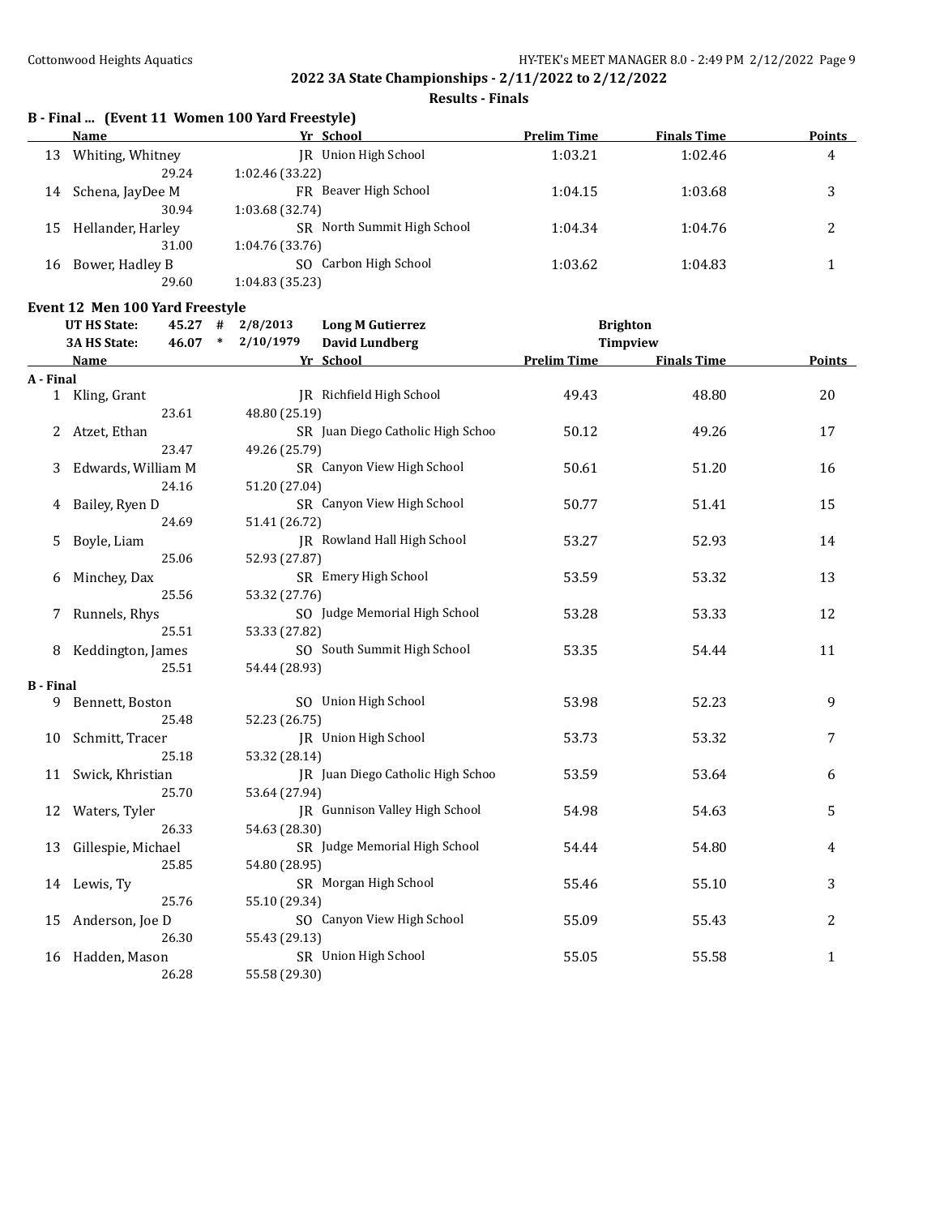## 2022 3A State Championships - 2/11/2022 to 2/12/2022

### Results - Finals

**B - Final ... (Event 11 Women 100 Yard Freestyle)**

| | Name | Yr | School | Prelim Time | Finals Time | Points |
|---|---|---|---|---|---|---|
| 13 | Whiting, Whitney | JR | Union High School | 1:03.21 | 1:02.46 | 4 |
| | 29.24 | 1:02.46 (33.22) | | | | |
| 14 | Schena, JayDee M | FR | Beaver High School | 1:04.15 | 1:03.68 | 3 |
| | 30.94 | 1:03.68 (32.74) | | | | |
| 15 | Hellander, Harley | SR | North Summit High School | 1:04.34 | 1:04.76 | 2 |
| | 31.00 | 1:04.76 (33.76) | | | | |
| 16 | Bower, Hadley B | SO | Carbon High School | 1:03.62 | 1:04.83 | 1 |
| | 29.60 | 1:04.83 (35.23) | | | | |

**Event 12 Men 100 Yard Freestyle**

UT HS State: 45.27 # 2/8/2013 Long M Gutierrez Brighton
3A HS State: 46.07 * 2/10/1979 David Lundberg Timpview

| | Name | Yr | School | Prelim Time | Finals Time | Points |
|---|---|---|---|---|---|---|
| **A - Final** | | | | | | |
| 1 | Kling, Grant | JR | Richfield High School | 49.43 | 48.80 | 20 |
| | 23.61 | 48.80 (25.19) | | | | |
| 2 | Atzet, Ethan | SR | Juan Diego Catholic High Schoo | 50.12 | 49.26 | 17 |
| | 23.47 | 49.26 (25.79) | | | | |
| 3 | Edwards, William M | SR | Canyon View High School | 50.61 | 51.20 | 16 |
| | 24.16 | 51.20 (27.04) | | | | |
| 4 | Bailey, Ryen D | SR | Canyon View High School | 50.77 | 51.41 | 15 |
| | 24.69 | 51.41 (26.72) | | | | |
| 5 | Boyle, Liam | JR | Rowland Hall High School | 53.27 | 52.93 | 14 |
| | 25.06 | 52.93 (27.87) | | | | |
| 6 | Minchey, Dax | SR | Emery High School | 53.59 | 53.32 | 13 |
| | 25.56 | 53.32 (27.76) | | | | |
| 7 | Runnels, Rhys | SO | Judge Memorial High School | 53.28 | 53.33 | 12 |
| | 25.51 | 53.33 (27.82) | | | | |
| 8 | Keddington, James | SO | South Summit High School | 53.35 | 54.44 | 11 |
| | 25.51 | 54.44 (28.93) | | | | |
| **B - Final** | | | | | | |
| 9 | Bennett, Boston | SO | Union High School | 53.98 | 52.23 | 9 |
| | 25.48 | 52.23 (26.75) | | | | |
| 10 | Schmitt, Tracer | JR | Union High School | 53.73 | 53.32 | 7 |
| | 25.18 | 53.32 (28.14) | | | | |
| 11 | Swick, Khristian | JR | Juan Diego Catholic High Schoo | 53.59 | 53.64 | 6 |
| | 25.70 | 53.64 (27.94) | | | | |
| 12 | Waters, Tyler | JR | Gunnison Valley High School | 54.98 | 54.63 | 5 |
| | 26.33 | 54.63 (28.30) | | | | |
| 13 | Gillespie, Michael | SR | Judge Memorial High School | 54.44 | 54.80 | 4 |
| | 25.85 | 54.80 (28.95) | | | | |
| 14 | Lewis, Ty | SR | Morgan High School | 55.46 | 55.10 | 3 |
| | 25.76 | 55.10 (29.34) | | | | |
| 15 | Anderson, Joe D | SO | Canyon View High School | 55.09 | 55.43 | 2 |
| | 26.30 | 55.43 (29.13) | | | | |
| 16 | Hadden, Mason | SR | Union High School | 55.05 | 55.58 | 1 |
| | 26.28 | 55.58 (29.30) | | | | |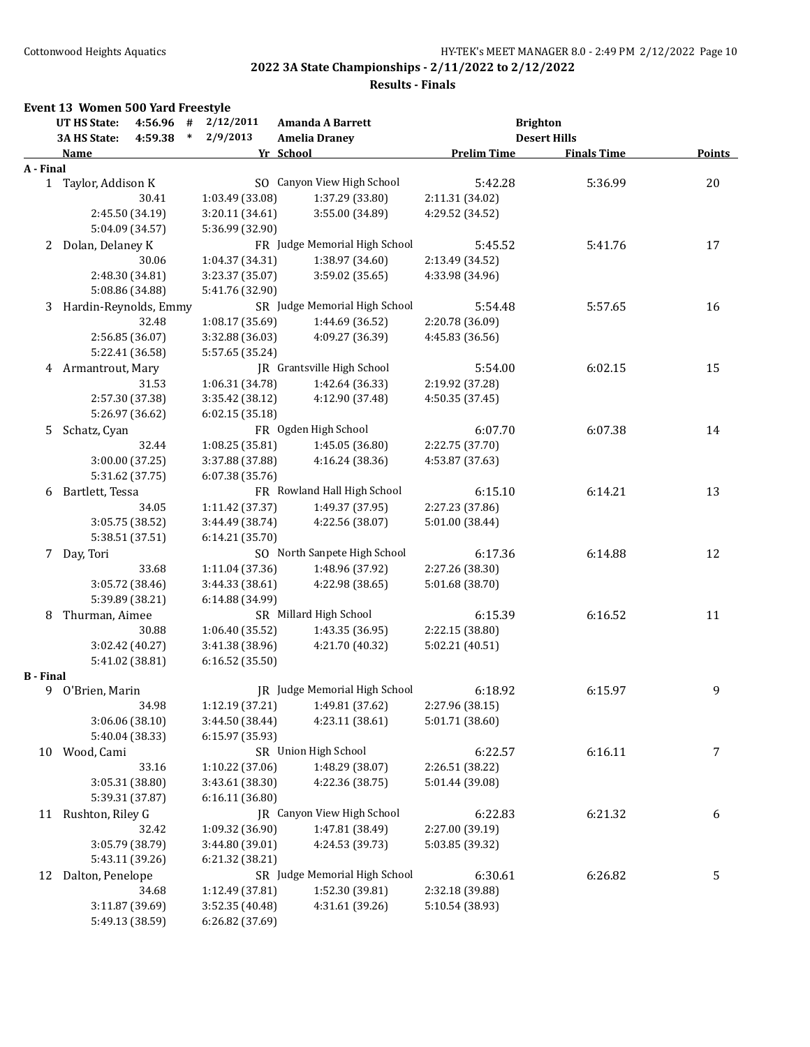## 2022 3A State Championships - 2/11/2022 to 2/12/2022

### Results - Finals

### Event 13 Women 500 Yard Freestyle

| | | | | | |
|---|---|---|---|---|---|
| UT HS State: | 4:56.96 # | 2/12/2011 | Amanda A Barrett | Brighton | |
| 3A HS State: | 4:59.38 * | 2/9/2013 | Amelia Draney | Desert Hills | |

| Name | Yr | School | Prelim Time | Finals Time | Points |
|---|---|---|---|---|---|
| **A - Final** | | | | | |
| 1 Taylor, Addison K | SO | Canyon View High School | 5:42.28 | 5:36.99 | 20 |
| 30.41 | 1:03.49 (33.08) | 1:37.29 (33.80) | 2:11.31 (34.02) | | |
| 2:45.50 (34.19) | 3:20.11 (34.61) | 3:55.00 (34.89) | 4:29.52 (34.52) | | |
| 5:04.09 (34.57) | 5:36.99 (32.90) | | | | |
| 2 Dolan, Delaney K | FR | Judge Memorial High School | 5:45.52 | 5:41.76 | 17 |
| 30.06 | 1:04.37 (34.31) | 1:38.97 (34.60) | 2:13.49 (34.52) | | |
| 2:48.30 (34.81) | 3:23.37 (35.07) | 3:59.02 (35.65) | 4:33.98 (34.96) | | |
| 5:08.86 (34.88) | 5:41.76 (32.90) | | | | |
| 3 Hardin-Reynolds, Emmy | SR | Judge Memorial High School | 5:54.48 | 5:57.65 | 16 |
| 32.48 | 1:08.17 (35.69) | 1:44.69 (36.52) | 2:20.78 (36.09) | | |
| 2:56.85 (36.07) | 3:32.88 (36.03) | 4:09.27 (36.39) | 4:45.83 (36.56) | | |
| 5:22.41 (36.58) | 5:57.65 (35.24) | | | | |
| 4 Armantrout, Mary | JR | Grantsville High School | 5:54.00 | 6:02.15 | 15 |
| 31.53 | 1:06.31 (34.78) | 1:42.64 (36.33) | 2:19.92 (37.28) | | |
| 2:57.30 (37.38) | 3:35.42 (38.12) | 4:12.90 (37.48) | 4:50.35 (37.45) | | |
| 5:26.97 (36.62) | 6:02.15 (35.18) | | | | |
| 5 Schatz, Cyan | FR | Ogden High School | 6:07.70 | 6:07.38 | 14 |
| 32.44 | 1:08.25 (35.81) | 1:45.05 (36.80) | 2:22.75 (37.70) | | |
| 3:00.00 (37.25) | 3:37.88 (37.88) | 4:16.24 (38.36) | 4:53.87 (37.63) | | |
| 5:31.62 (37.75) | 6:07.38 (35.76) | | | | |
| 6 Bartlett, Tessa | FR | Rowland Hall High School | 6:15.10 | 6:14.21 | 13 |
| 34.05 | 1:11.42 (37.37) | 1:49.37 (37.95) | 2:27.23 (37.86) | | |
| 3:05.75 (38.52) | 3:44.49 (38.74) | 4:22.56 (38.07) | 5:01.00 (38.44) | | |
| 5:38.51 (37.51) | 6:14.21 (35.70) | | | | |
| 7 Day, Tori | SO | North Sanpete High School | 6:17.36 | 6:14.88 | 12 |
| 33.68 | 1:11.04 (37.36) | 1:48.96 (37.92) | 2:27.26 (38.30) | | |
| 3:05.72 (38.46) | 3:44.33 (38.61) | 4:22.98 (38.65) | 5:01.68 (38.70) | | |
| 5:39.89 (38.21) | 6:14.88 (34.99) | | | | |
| 8 Thurman, Aimee | SR | Millard High School | 6:15.39 | 6:16.52 | 11 |
| 30.88 | 1:06.40 (35.52) | 1:43.35 (36.95) | 2:22.15 (38.80) | | |
| 3:02.42 (40.27) | 3:41.38 (38.96) | 4:21.70 (40.32) | 5:02.21 (40.51) | | |
| 5:41.02 (38.81) | 6:16.52 (35.50) | | | | |
| **B - Final** | | | | | |
| 9 O'Brien, Marin | JR | Judge Memorial High School | 6:18.92 | 6:15.97 | 9 |
| 34.98 | 1:12.19 (37.21) | 1:49.81 (37.62) | 2:27.96 (38.15) | | |
| 3:06.06 (38.10) | 3:44.50 (38.44) | 4:23.11 (38.61) | 5:01.71 (38.60) | | |
| 5:40.04 (38.33) | 6:15.97 (35.93) | | | | |
| 10 Wood, Cami | SR | Union High School | 6:22.57 | 6:16.11 | 7 |
| 33.16 | 1:10.22 (37.06) | 1:48.29 (38.07) | 2:26.51 (38.22) | | |
| 3:05.31 (38.80) | 3:43.61 (38.30) | 4:22.36 (38.75) | 5:01.44 (39.08) | | |
| 5:39.31 (37.87) | 6:16.11 (36.80) | | | | |
| 11 Rushton, Riley G | JR | Canyon View High School | 6:22.83 | 6:21.32 | 6 |
| 32.42 | 1:09.32 (36.90) | 1:47.81 (38.49) | 2:27.00 (39.19) | | |
| 3:05.79 (38.79) | 3:44.80 (39.01) | 4:24.53 (39.73) | 5:03.85 (39.32) | | |
| 5:43.11 (39.26) | 6:21.32 (38.21) | | | | |
| 12 Dalton, Penelope | SR | Judge Memorial High School | 6:30.61 | 6:26.82 | 5 |
| 34.68 | 1:12.49 (37.81) | 1:52.30 (39.81) | 2:32.18 (39.88) | | |
| 3:11.87 (39.69) | 3:52.35 (40.48) | 4:31.61 (39.26) | 5:10.54 (38.93) | | |
| 5:49.13 (38.59) | 6:26.82 (37.69) | | | | |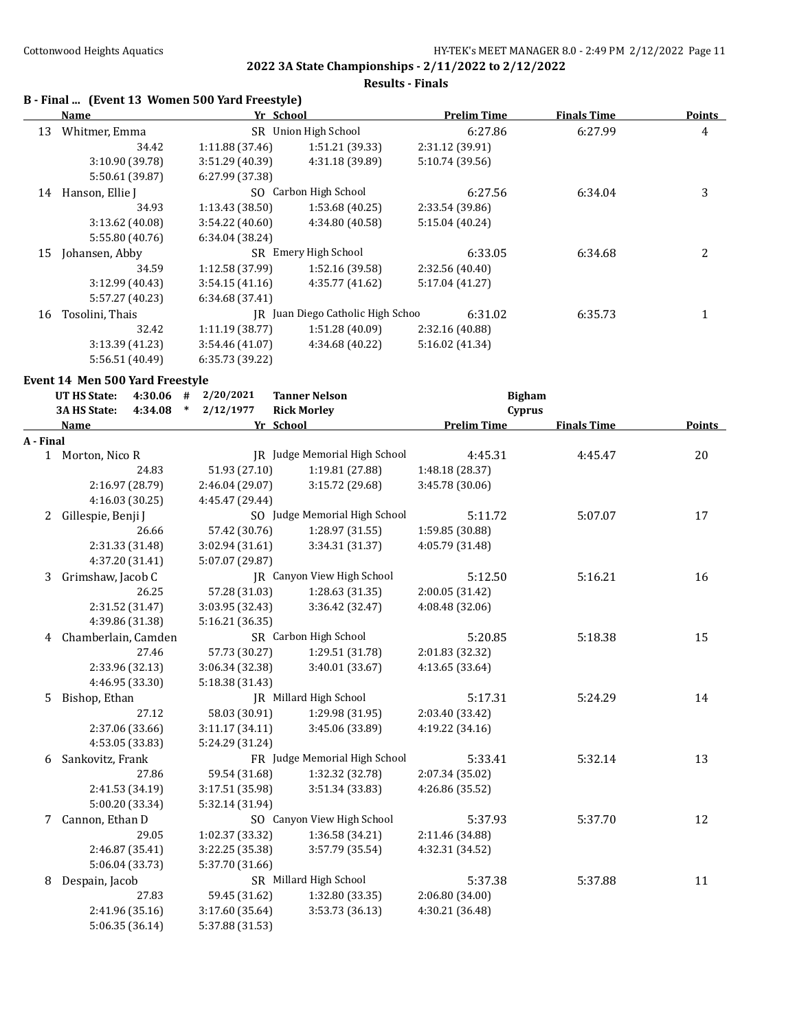## 2022 3A State Championships - 2/11/2022 to 2/12/2022

### Results - Finals

### B - Final ... (Event 13 Women 500 Yard Freestyle)

| | Name | Yr | School | Prelim Time | Finals Time | Points |
|---|---|---|---|---|---|---|
| 13 | Whitmer, Emma | SR | Union High School | 6:27.86 | 6:27.99 | 4 |
| | 34.42 | 1:11.88 (37.46) | 1:51.21 (39.33) | 2:31.12 (39.91) | | |
| | 3:10.90 (39.78) | 3:51.29 (40.39) | 4:31.18 (39.89) | 5:10.74 (39.56) | | |
| | 5:50.61 (39.87) | 6:27.99 (37.38) | | | | |
| 14 | Hanson, Ellie J | SO | Carbon High School | 6:27.56 | 6:34.04 | 3 |
| | 34.93 | 1:13.43 (38.50) | 1:53.68 (40.25) | 2:33.54 (39.86) | | |
| | 3:13.62 (40.08) | 3:54.22 (40.60) | 4:34.80 (40.58) | 5:15.04 (40.24) | | |
| | 5:55.80 (40.76) | 6:34.04 (38.24) | | | | |
| 15 | Johansen, Abby | SR | Emery High School | 6:33.05 | 6:34.68 | 2 |
| | 34.59 | 1:12.58 (37.99) | 1:52.16 (39.58) | 2:32.56 (40.40) | | |
| | 3:12.99 (40.43) | 3:54.15 (41.16) | 4:35.77 (41.62) | 5:17.04 (41.27) | | |
| | 5:57.27 (40.23) | 6:34.68 (37.41) | | | | |
| 16 | Tosolini, Thais | JR | Juan Diego Catholic High Schoo | 6:31.02 | 6:35.73 | 1 |
| | 32.42 | 1:11.19 (38.77) | 1:51.28 (40.09) | 2:32.16 (40.88) | | |
| | 3:13.39 (41.23) | 3:54.46 (41.07) | 4:34.68 (40.22) | 5:16.02 (41.34) | | |
| | 5:56.51 (40.49) | 6:35.73 (39.22) | | | | |

### Event 14 Men 500 Yard Freestyle

| | | | | | |
|---|---|---|---|---|---|
| UT HS State: | 4:30.06 | # | 2/20/2021 | Tanner Nelson | Bigham |
| 3A HS State: | 4:34.08 | * | 2/12/1977 | Rick Morley | Cyprus |

**A - Final**

| | Name | Yr | School | Prelim Time | Finals Time | Points |
|---|---|---|---|---|---|---|
| 1 | Morton, Nico R | JR | Judge Memorial High School | 4:45.31 | 4:45.47 | 20 |
| | 24.83 | 51.93 (27.10) | 1:19.81 (27.88) | 1:48.18 (28.37) | | |
| | 2:16.97 (28.79) | 2:46.04 (29.07) | 3:15.72 (29.68) | 3:45.78 (30.06) | | |
| | 4:16.03 (30.25) | 4:45.47 (29.44) | | | | |
| 2 | Gillespie, Benji J | SO | Judge Memorial High School | 5:11.72 | 5:07.07 | 17 |
| | 26.66 | 57.42 (30.76) | 1:28.97 (31.55) | 1:59.85 (30.88) | | |
| | 2:31.33 (31.48) | 3:02.94 (31.61) | 3:34.31 (31.37) | 4:05.79 (31.48) | | |
| | 4:37.20 (31.41) | 5:07.07 (29.87) | | | | |
| 3 | Grimshaw, Jacob C | JR | Canyon View High School | 5:12.50 | 5:16.21 | 16 |
| | 26.25 | 57.28 (31.03) | 1:28.63 (31.35) | 2:00.05 (31.42) | | |
| | 2:31.52 (31.47) | 3:03.95 (32.43) | 3:36.42 (32.47) | 4:08.48 (32.06) | | |
| | 4:39.86 (31.38) | 5:16.21 (36.35) | | | | |
| 4 | Chamberlain, Camden | SR | Carbon High School | 5:20.85 | 5:18.38 | 15 |
| | 27.46 | 57.73 (30.27) | 1:29.51 (31.78) | 2:01.83 (32.32) | | |
| | 2:33.96 (32.13) | 3:06.34 (32.38) | 3:40.01 (33.67) | 4:13.65 (33.64) | | |
| | 4:46.95 (33.30) | 5:18.38 (31.43) | | | | |
| 5 | Bishop, Ethan | JR | Millard High School | 5:17.31 | 5:24.29 | 14 |
| | 27.12 | 58.03 (30.91) | 1:29.98 (31.95) | 2:03.40 (33.42) | | |
| | 2:37.06 (33.66) | 3:11.17 (34.11) | 3:45.06 (33.89) | 4:19.22 (34.16) | | |
| | 4:53.05 (33.83) | 5:24.29 (31.24) | | | | |
| 6 | Sankovitz, Frank | FR | Judge Memorial High School | 5:33.41 | 5:32.14 | 13 |
| | 27.86 | 59.54 (31.68) | 1:32.32 (32.78) | 2:07.34 (35.02) | | |
| | 2:41.53 (34.19) | 3:17.51 (35.98) | 3:51.34 (33.83) | 4:26.86 (35.52) | | |
| | 5:00.20 (33.34) | 5:32.14 (31.94) | | | | |
| 7 | Cannon, Ethan D | SO | Canyon View High School | 5:37.93 | 5:37.70 | 12 |
| | 29.05 | 1:02.37 (33.32) | 1:36.58 (34.21) | 2:11.46 (34.88) | | |
| | 2:46.87 (35.41) | 3:22.25 (35.38) | 3:57.79 (35.54) | 4:32.31 (34.52) | | |
| | 5:06.04 (33.73) | 5:37.70 (31.66) | | | | |
| 8 | Despain, Jacob | SR | Millard High School | 5:37.38 | 5:37.88 | 11 |
| | 27.83 | 59.45 (31.62) | 1:32.80 (33.35) | 2:06.80 (34.00) | | |
| | 2:41.96 (35.16) | 3:17.60 (35.64) | 3:53.73 (36.13) | 4:30.21 (36.48) | | |
| | 5:06.35 (36.14) | 5:37.88 (31.53) | | | | |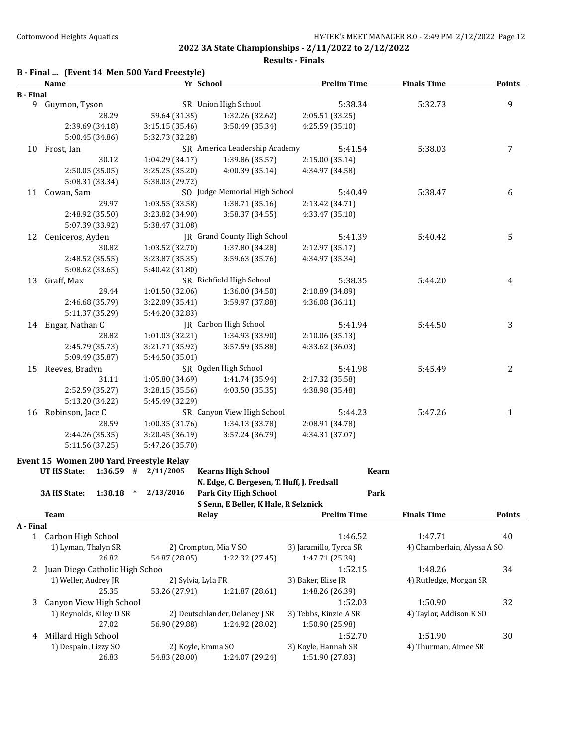**2022 3A State Championships - 2/11/2022 to 2/12/2022**

**Results - Finals**

## B - Final ... (Event 14 Men 500 Yard Freestyle)

| | Name | Yr | School | Prelim Time | Finals Time | Points |
|---|---|---|---|---|---|---|
| **B - Final** | | | | | | |
| 9 | Guymon, Tyson | SR | Union High School | 5:38.34 | 5:32.73 | 9 |
| | 28.29 | 59.64 (31.35) | 1:32.26 (32.62) | 2:05.51 (33.25) | | |
| | 2:39.69 (34.18) | 3:15.15 (35.46) | 3:50.49 (35.34) | 4:25.59 (35.10) | | |
| | 5:00.45 (34.86) | 5:32.73 (32.28) | | | | |
| 10 | Frost, Ian | SR | America Leadership Academy | 5:41.54 | 5:38.03 | 7 |
| | 30.12 | 1:04.29 (34.17) | 1:39.86 (35.57) | 2:15.00 (35.14) | | |
| | 2:50.05 (35.05) | 3:25.25 (35.20) | 4:00.39 (35.14) | 4:34.97 (34.58) | | |
| | 5:08.31 (33.34) | 5:38.03 (29.72) | | | | |
| 11 | Cowan, Sam | SO | Judge Memorial High School | 5:40.49 | 5:38.47 | 6 |
| | 29.97 | 1:03.55 (33.58) | 1:38.71 (35.16) | 2:13.42 (34.71) | | |
| | 2:48.92 (35.50) | 3:23.82 (34.90) | 3:58.37 (34.55) | 4:33.47 (35.10) | | |
| | 5:07.39 (33.92) | 5:38.47 (31.08) | | | | |
| 12 | Ceniceros, Ayden | JR | Grand County High School | 5:41.39 | 5:40.42 | 5 |
| | 30.82 | 1:03.52 (32.70) | 1:37.80 (34.28) | 2:12.97 (35.17) | | |
| | 2:48.52 (35.55) | 3:23.87 (35.35) | 3:59.63 (35.76) | 4:34.97 (35.34) | | |
| | 5:08.62 (33.65) | 5:40.42 (31.80) | | | | |
| 13 | Graff, Max | SR | Richfield High School | 5:38.35 | 5:44.20 | 4 |
| | 29.44 | 1:01.50 (32.06) | 1:36.00 (34.50) | 2:10.89 (34.89) | | |
| | 2:46.68 (35.79) | 3:22.09 (35.41) | 3:59.97 (37.88) | 4:36.08 (36.11) | | |
| | 5:11.37 (35.29) | 5:44.20 (32.83) | | | | |
| 14 | Engar, Nathan C | JR | Carbon High School | 5:41.94 | 5:44.50 | 3 |
| | 28.82 | 1:01.03 (32.21) | 1:34.93 (33.90) | 2:10.06 (35.13) | | |
| | 2:45.79 (35.73) | 3:21.71 (35.92) | 3:57.59 (35.88) | 4:33.62 (36.03) | | |
| | 5:09.49 (35.87) | 5:44.50 (35.01) | | | | |
| 15 | Reeves, Bradyn | SR | Ogden High School | 5:41.98 | 5:45.49 | 2 |
| | 31.11 | 1:05.80 (34.69) | 1:41.74 (35.94) | 2:17.32 (35.58) | | |
| | 2:52.59 (35.27) | 3:28.15 (35.56) | 4:03.50 (35.35) | 4:38.98 (35.48) | | |
| | 5:13.20 (34.22) | 5:45.49 (32.29) | | | | |
| 16 | Robinson, Jace C | SR | Canyon View High School | 5:44.23 | 5:47.26 | 1 |
| | 28.59 | 1:00.35 (31.76) | 1:34.13 (33.78) | 2:08.91 (34.78) | | |
| | 2:44.26 (35.35) | 3:20.45 (36.19) | 3:57.24 (36.79) | 4:34.31 (37.07) | | |
| | 5:11.56 (37.25) | 5:47.26 (35.70) | | | | |

## Event 15 Women 200 Yard Freestyle Relay

| | | | | | |
|---|---|---|---|---|---|
| UT HS State: | 1:36.59 # | 2/11/2005 | Kearns High School | Kearn | |
| | | | N. Edge, C. Bergesen, T. Huff, J. Fredsall | | |
| 3A HS State: | 1:38.18 * | 2/13/2016 | Park City High School | Park | |
| | | | S Senn, E Beller, K Hale, R Selznick | | |

| | Team | | Relay | Prelim Time | Finals Time | Points |
|---|---|---|---|---|---|---|
| **A - Final** | | | | | | |
| 1 | Carbon High School | | | 1:46.52 | 1:47.71 | 40 |
| | 1) Lyman, Thalyn SR | 2) Crompton, Mia V SO | | 3) Jaramillo, Tyrca SR | 4) Chamberlain, Alyssa A SO | |
| | 26.82 | 54.87 (28.05) | 1:22.32 (27.45) | 1:47.71 (25.39) | | |
| 2 | Juan Diego Catholic High Schoo | | | 1:52.15 | 1:48.26 | 34 |
| | 1) Weller, Audrey JR | 2) Sylvia, Lyla FR | | 3) Baker, Elise JR | 4) Rutledge, Morgan SR | |
| | 25.35 | 53.26 (27.91) | 1:21.87 (28.61) | 1:48.26 (26.39) | | |
| 3 | Canyon View High School | | | 1:52.03 | 1:50.90 | 32 |
| | 1) Reynolds, Kiley D SR | 2) Deutschlander, Delaney J SR | | 3) Tebbs, Kinzie A SR | 4) Taylor, Addison K SO | |
| | 27.02 | 56.90 (29.88) | 1:24.92 (28.02) | 1:50.90 (25.98) | | |
| 4 | Millard High School | | | 1:52.70 | 1:51.90 | 30 |
| | 1) Despain, Lizzy SO | 2) Koyle, Emma SO | | 3) Koyle, Hannah SR | 4) Thurman, Aimee SR | |
| | 26.83 | 54.83 (28.00) | 1:24.07 (29.24) | 1:51.90 (27.83) | | |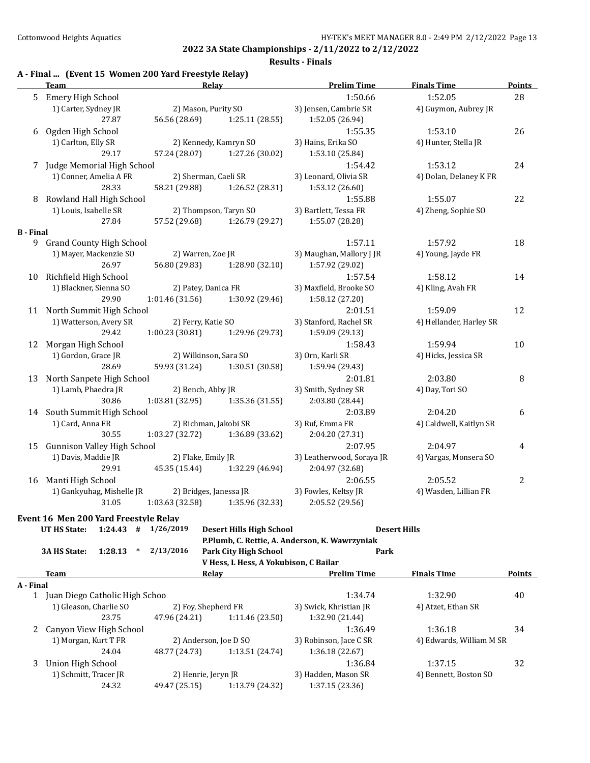## 2022 3A State Championships - 2/11/2022 to 2/12/2022

### Results - Finals

### A - Final ... (Event 15 Women 200 Yard Freestyle Relay)

| | Team | Relay | | Prelim Time | Finals Time | Points |
|---|---|---|---|---|---|---|
| 5 | Emery High School | | | 1:50.66 | 1:52.05 | 28 |
| | 1) Carter, Sydney JR | 2) Mason, Purity SO | | 3) Jensen, Cambrie SR | 4) Guymon, Aubrey JR | |
| | 27.87 | 56.56 (28.69) | 1:25.11 (28.55) | 1:52.05 (26.94) | | |
| 6 | Ogden High School | | | 1:55.35 | 1:53.10 | 26 |
| | 1) Carlton, Elly SR | 2) Kennedy, Kamryn SO | | 3) Hains, Erika SO | 4) Hunter, Stella JR | |
| | 29.17 | 57.24 (28.07) | 1:27.26 (30.02) | 1:53.10 (25.84) | | |
| 7 | Judge Memorial High School | | | 1:54.42 | 1:53.12 | 24 |
| | 1) Conner, Amelia A FR | 2) Sherman, Caeli SR | | 3) Leonard, Olivia SR | 4) Dolan, Delaney K FR | |
| | 28.33 | 58.21 (29.88) | 1:26.52 (28.31) | 1:53.12 (26.60) | | |
| 8 | Rowland Hall High School | | | 1:55.88 | 1:55.07 | 22 |
| | 1) Louis, Isabelle SR | 2) Thompson, Taryn SO | | 3) Bartlett, Tessa FR | 4) Zheng, Sophie SO | |
| | 27.84 | 57.52 (29.68) | 1:26.79 (29.27) | 1:55.07 (28.28) | | |
| **B - Final** | | | | | | |
| 9 | Grand County High School | | | 1:57.11 | 1:57.92 | 18 |
| | 1) Mayer, Mackenzie SO | 2) Warren, Zoe JR | | 3) Maughan, Mallory J JR | 4) Young, Jayde FR | |
| | 26.97 | 56.80 (29.83) | 1:28.90 (32.10) | 1:57.92 (29.02) | | |
| 10 | Richfield High School | | | 1:57.54 | 1:58.12 | 14 |
| | 1) Blackner, Sienna SO | 2) Patey, Danica FR | | 3) Maxfield, Brooke SO | 4) Kling, Avah FR | |
| | 29.90 | 1:01.46 (31.56) | 1:30.92 (29.46) | 1:58.12 (27.20) | | |
| 11 | North Summit High School | | | 2:01.51 | 1:59.09 | 12 |
| | 1) Watterson, Avery SR | 2) Ferry, Katie SO | | 3) Stanford, Rachel SR | 4) Hellander, Harley SR | |
| | 29.42 | 1:00.23 (30.81) | 1:29.96 (29.73) | 1:59.09 (29.13) | | |
| 12 | Morgan High School | | | 1:58.43 | 1:59.94 | 10 |
| | 1) Gordon, Grace JR | 2) Wilkinson, Sara SO | | 3) Orn, Karli SR | 4) Hicks, Jessica SR | |
| | 28.69 | 59.93 (31.24) | 1:30.51 (30.58) | 1:59.94 (29.43) | | |
| 13 | North Sanpete High School | | | 2:01.81 | 2:03.80 | 8 |
| | 1) Lamb, Phaedra JR | 2) Bench, Abby JR | | 3) Smith, Sydney SR | 4) Day, Tori SO | |
| | 30.86 | 1:03.81 (32.95) | 1:35.36 (31.55) | 2:03.80 (28.44) | | |
| 14 | South Summit High School | | | 2:03.89 | 2:04.20 | 6 |
| | 1) Card, Anna FR | 2) Richman, Jakobi SR | | 3) Ruf, Emma FR | 4) Caldwell, Kaitlyn SR | |
| | 30.55 | 1:03.27 (32.72) | 1:36.89 (33.62) | 2:04.20 (27.31) | | |
| 15 | Gunnison Valley High School | | | 2:07.95 | 2:04.97 | 4 |
| | 1) Davis, Maddie JR | 2) Flake, Emily JR | | 3) Leatherwood, Soraya JR | 4) Vargas, Monsera SO | |
| | 29.91 | 45.35 (15.44) | 1:32.29 (46.94) | 2:04.97 (32.68) | | |
| 16 | Manti High School | | | 2:06.55 | 2:05.52 | 2 |
| | 1) Gankyuhag, Mishelle JR | 2) Bridges, Janessa JR | | 3) Fowles, Keltsy JR | 4) Wasden, Lillian FR | |
| | 31.05 | 1:03.63 (32.58) | 1:35.96 (32.33) | 2:05.52 (29.56) | | |

### Event 16 Men 200 Yard Freestyle Relay

UT HS State: 1:24.43 # 1/26/2019 Desert Hills High School — Desert Hills
P.Plumb, C. Rettie, A. Anderson, K. Wawrzyniak

3A HS State: 1:28.13 * 2/13/2016 Park City High School — Park
V Hess, L Hess, A Yokubison, C Bailar

| | Team | Relay | | Prelim Time | Finals Time | Points |
|---|---|---|---|---|---|---|
| **A - Final** | | | | | | |
| 1 | Juan Diego Catholic High Schoo | | | 1:34.74 | 1:32.90 | 40 |
| | 1) Gleason, Charlie SO | 2) Foy, Shepherd FR | | 3) Swick, Khristian JR | 4) Atzet, Ethan SR | |
| | 23.75 | 47.96 (24.21) | 1:11.46 (23.50) | 1:32.90 (21.44) | | |
| 2 | Canyon View High School | | | 1:36.49 | 1:36.18 | 34 |
| | 1) Morgan, Kurt T FR | 2) Anderson, Joe D SO | | 3) Robinson, Jace C SR | 4) Edwards, William M SR | |
| | 24.04 | 48.77 (24.73) | 1:13.51 (24.74) | 1:36.18 (22.67) | | |
| 3 | Union High School | | | 1:36.84 | 1:37.15 | 32 |
| | 1) Schmitt, Tracer JR | 2) Henrie, Jeryn JR | | 3) Hadden, Mason SR | 4) Bennett, Boston SO | |
| | 24.32 | 49.47 (25.15) | 1:13.79 (24.32) | 1:37.15 (23.36) | | |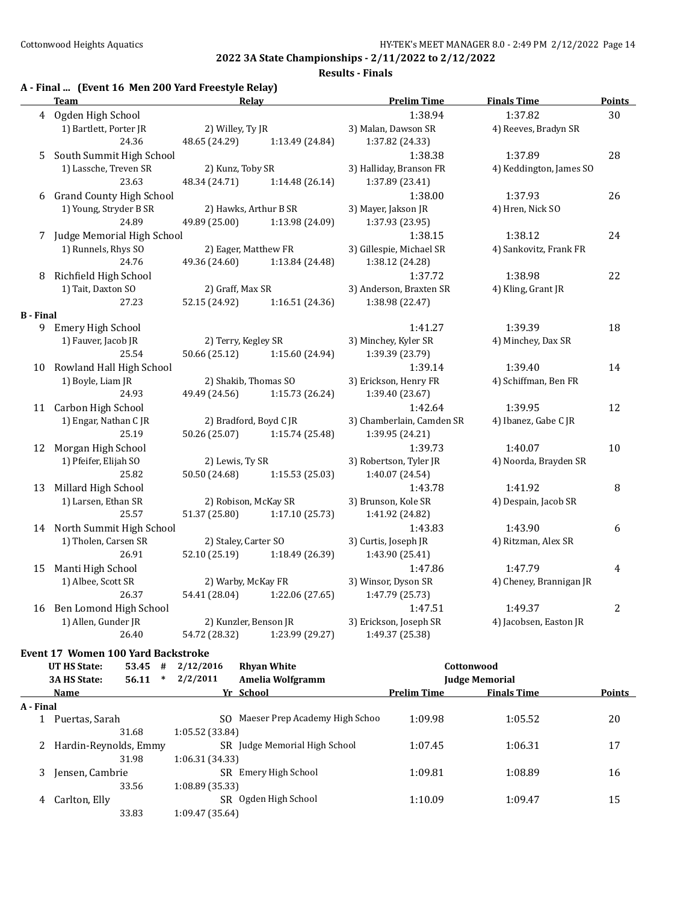## 2022 3A State Championships - 2/11/2022 to 2/12/2022

### Results - Finals

### A - Final ... (Event 16 Men 200 Yard Freestyle Relay)

| | Team | Relay | | Prelim Time | Finals Time | Points |
|---|---|---|---|---|---|---|
| 4 | Ogden High School | | | 1:38.94 | 1:37.82 | 30 |
| | 1) Bartlett, Porter JR | 2) Willey, Ty JR | | 3) Malan, Dawson SR | 4) Reeves, Bradyn SR | |
| | 24.36 | 48.65 (24.29) | 1:13.49 (24.84) | 1:37.82 (24.33) | | |
| 5 | South Summit High School | | | 1:38.38 | 1:37.89 | 28 |
| | 1) Lassche, Treven SR | 2) Kunz, Toby SR | | 3) Halliday, Branson FR | 4) Keddington, James SO | |
| | 23.63 | 48.34 (24.71) | 1:14.48 (26.14) | 1:37.89 (23.41) | | |
| 6 | Grand County High School | | | 1:38.00 | 1:37.93 | 26 |
| | 1) Young, Stryder B SR | 2) Hawks, Arthur B SR | | 3) Mayer, Jakson JR | 4) Hren, Nick SO | |
| | 24.89 | 49.89 (25.00) | 1:13.98 (24.09) | 1:37.93 (23.95) | | |
| 7 | Judge Memorial High School | | | 1:38.15 | 1:38.12 | 24 |
| | 1) Runnels, Rhys SO | 2) Eager, Matthew FR | | 3) Gillespie, Michael SR | 4) Sankovitz, Frank FR | |
| | 24.76 | 49.36 (24.60) | 1:13.84 (24.48) | 1:38.12 (24.28) | | |
| 8 | Richfield High School | | | 1:37.72 | 1:38.98 | 22 |
| | 1) Tait, Daxton SO | 2) Graff, Max SR | | 3) Anderson, Braxten SR | 4) Kling, Grant JR | |
| | 27.23 | 52.15 (24.92) | 1:16.51 (24.36) | 1:38.98 (22.47) | | |

### B - Final

| | Team | Relay | | Prelim Time | Finals Time | Points |
|---|---|---|---|---|---|---|
| 9 | Emery High School | | | 1:41.27 | 1:39.39 | 18 |
| | 1) Fauver, Jacob JR | 2) Terry, Kegley SR | | 3) Minchey, Kyler SR | 4) Minchey, Dax SR | |
| | 25.54 | 50.66 (25.12) | 1:15.60 (24.94) | 1:39.39 (23.79) | | |
| 10 | Rowland Hall High School | | | 1:39.14 | 1:39.40 | 14 |
| | 1) Boyle, Liam JR | 2) Shakib, Thomas SO | | 3) Erickson, Henry FR | 4) Schiffman, Ben FR | |
| | 24.93 | 49.49 (24.56) | 1:15.73 (26.24) | 1:39.40 (23.67) | | |
| 11 | Carbon High School | | | 1:42.64 | 1:39.95 | 12 |
| | 1) Engar, Nathan C JR | 2) Bradford, Boyd C JR | | 3) Chamberlain, Camden SR | 4) Ibanez, Gabe C JR | |
| | 25.19 | 50.26 (25.07) | 1:15.74 (25.48) | 1:39.95 (24.21) | | |
| 12 | Morgan High School | | | 1:39.73 | 1:40.07 | 10 |
| | 1) Pfeifer, Elijah SO | 2) Lewis, Ty SR | | 3) Robertson, Tyler JR | 4) Noorda, Brayden SR | |
| | 25.82 | 50.50 (24.68) | 1:15.53 (25.03) | 1:40.07 (24.54) | | |
| 13 | Millard High School | | | 1:43.78 | 1:41.92 | 8 |
| | 1) Larsen, Ethan SR | 2) Robison, McKay SR | | 3) Brunson, Kole SR | 4) Despain, Jacob SR | |
| | 25.57 | 51.37 (25.80) | 1:17.10 (25.73) | 1:41.92 (24.82) | | |
| 14 | North Summit High School | | | 1:43.83 | 1:43.90 | 6 |
| | 1) Tholen, Carsen SR | 2) Staley, Carter SO | | 3) Curtis, Joseph JR | 4) Ritzman, Alex SR | |
| | 26.91 | 52.10 (25.19) | 1:18.49 (26.39) | 1:43.90 (25.41) | | |
| 15 | Manti High School | | | 1:47.86 | 1:47.79 | 4 |
| | 1) Albee, Scott SR | 2) Warby, McKay FR | | 3) Winsor, Dyson SR | 4) Cheney, Brannigan JR | |
| | 26.37 | 54.41 (28.04) | 1:22.06 (27.65) | 1:47.79 (25.73) | | |
| 16 | Ben Lomond High School | | | 1:47.51 | 1:49.37 | 2 |
| | 1) Allen, Gunder JR | 2) Kunzler, Benson JR | | 3) Erickson, Joseph SR | 4) Jacobsen, Easton JR | |
| | 26.40 | 54.72 (28.32) | 1:23.99 (29.27) | 1:49.37 (25.38) | | |

### Event 17 Women 100 Yard Backstroke

| | | | | | |
|---|---|---|---|---|---|
| UT HS State: | 53.45 | # | 2/12/2016 | Rhyan White | Cottonwood |
| 3A HS State: | 56.11 | * | 2/2/2011 | Amelia Wolfgramm | Judge Memorial |

### A - Final

| | Name | | Yr | School | Prelim Time | Finals Time | Points |
|---|---|---|---|---|---|---|---|
| 1 | Puertas, Sarah | | SO | Maeser Prep Academy High Schoo | 1:09.98 | 1:05.52 | 20 |
| | 31.68 | 1:05.52 (33.84) | | | | | |
| 2 | Hardin-Reynolds, Emmy | | SR | Judge Memorial High School | 1:07.45 | 1:06.31 | 17 |
| | 31.98 | 1:06.31 (34.33) | | | | | |
| 3 | Jensen, Cambrie | | SR | Emery High School | 1:09.81 | 1:08.89 | 16 |
| | 33.56 | 1:08.89 (35.33) | | | | | |
| 4 | Carlton, Elly | | SR | Ogden High School | 1:10.09 | 1:09.47 | 15 |
| | 33.83 | 1:09.47 (35.64) | | | | | |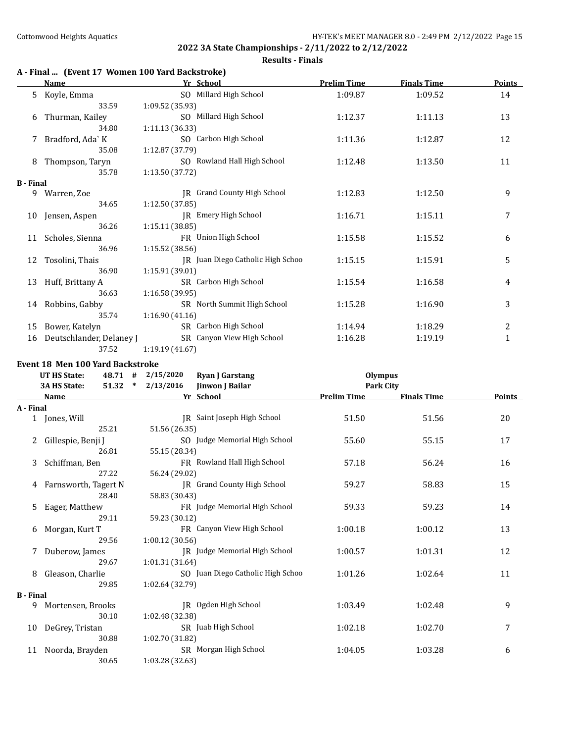## 2022 3A State Championships - 2/11/2022 to 2/12/2022

### Results - Finals

**A - Final ... (Event 17 Women 100 Yard Backstroke)**

| | Name | Yr | School | Prelim Time | Finals Time | Points |
|---|---|---|---|---|---|---|
| 5 | Koyle, Emma | SO | Millard High School | 1:09.87 | 1:09.52 | 14 |
| | 33.59 | 1:09.52 (35.93) | | | | |
| 6 | Thurman, Kailey | SO | Millard High School | 1:12.37 | 1:11.13 | 13 |
| | 34.80 | 1:11.13 (36.33) | | | | |
| 7 | Bradford, Ada` K | SO | Carbon High School | 1:11.36 | 1:12.87 | 12 |
| | 35.08 | 1:12.87 (37.79) | | | | |
| 8 | Thompson, Taryn | SO | Rowland Hall High School | 1:12.48 | 1:13.50 | 11 |
| | 35.78 | 1:13.50 (37.72) | | | | |
| **B - Final** | | | | | | |
| 9 | Warren, Zoe | JR | Grand County High School | 1:12.83 | 1:12.50 | 9 |
| | 34.65 | 1:12.50 (37.85) | | | | |
| 10 | Jensen, Aspen | JR | Emery High School | 1:16.71 | 1:15.11 | 7 |
| | 36.26 | 1:15.11 (38.85) | | | | |
| 11 | Scholes, Sienna | FR | Union High School | 1:15.58 | 1:15.52 | 6 |
| | 36.96 | 1:15.52 (38.56) | | | | |
| 12 | Tosolini, Thais | JR | Juan Diego Catholic High Schoo | 1:15.15 | 1:15.91 | 5 |
| | 36.90 | 1:15.91 (39.01) | | | | |
| 13 | Huff, Brittany A | SR | Carbon High School | 1:15.54 | 1:16.58 | 4 |
| | 36.63 | 1:16.58 (39.95) | | | | |
| 14 | Robbins, Gabby | SR | North Summit High School | 1:15.28 | 1:16.90 | 3 |
| | 35.74 | 1:16.90 (41.16) | | | | |
| 15 | Bower, Katelyn | SR | Carbon High School | 1:14.94 | 1:18.29 | 2 |
| 16 | Deutschlander, Delaney J | SR | Canyon View High School | 1:16.28 | 1:19.19 | 1 |
| | 37.52 | 1:19.19 (41.67) | | | | |

**Event 18 Men 100 Yard Backstroke**

| | | | | |
|---|---|---|---|---|
| UT HS State: | 48.71 # | 2/15/2020 | Ryan J Garstang | Olympus |
| 3A HS State: | 51.32 * | 2/13/2016 | Jinwon J Bailar | Park City |

| | Name | Yr | School | Prelim Time | Finals Time | Points |
|---|---|---|---|---|---|---|
| **A - Final** | | | | | | |
| 1 | Jones, Will | JR | Saint Joseph High School | 51.50 | 51.56 | 20 |
| | 25.21 | 51.56 (26.35) | | | | |
| 2 | Gillespie, Benji J | SO | Judge Memorial High School | 55.60 | 55.15 | 17 |
| | 26.81 | 55.15 (28.34) | | | | |
| 3 | Schiffman, Ben | FR | Rowland Hall High School | 57.18 | 56.24 | 16 |
| | 27.22 | 56.24 (29.02) | | | | |
| 4 | Farnsworth, Tagert N | JR | Grand County High School | 59.27 | 58.83 | 15 |
| | 28.40 | 58.83 (30.43) | | | | |
| 5 | Eager, Matthew | FR | Judge Memorial High School | 59.33 | 59.23 | 14 |
| | 29.11 | 59.23 (30.12) | | | | |
| 6 | Morgan, Kurt T | FR | Canyon View High School | 1:00.18 | 1:00.12 | 13 |
| | 29.56 | 1:00.12 (30.56) | | | | |
| 7 | Duberow, James | JR | Judge Memorial High School | 1:00.57 | 1:01.31 | 12 |
| | 29.67 | 1:01.31 (31.64) | | | | |
| 8 | Gleason, Charlie | SO | Juan Diego Catholic High Schoo | 1:01.26 | 1:02.64 | 11 |
| | 29.85 | 1:02.64 (32.79) | | | | |
| **B - Final** | | | | | | |
| 9 | Mortensen, Brooks | JR | Ogden High School | 1:03.49 | 1:02.48 | 9 |
| | 30.10 | 1:02.48 (32.38) | | | | |
| 10 | DeGrey, Tristan | SR | Juab High School | 1:02.18 | 1:02.70 | 7 |
| | 30.88 | 1:02.70 (31.82) | | | | |
| 11 | Noorda, Brayden | SR | Morgan High School | 1:04.05 | 1:03.28 | 6 |
| | 30.65 | 1:03.28 (32.63) | | | | |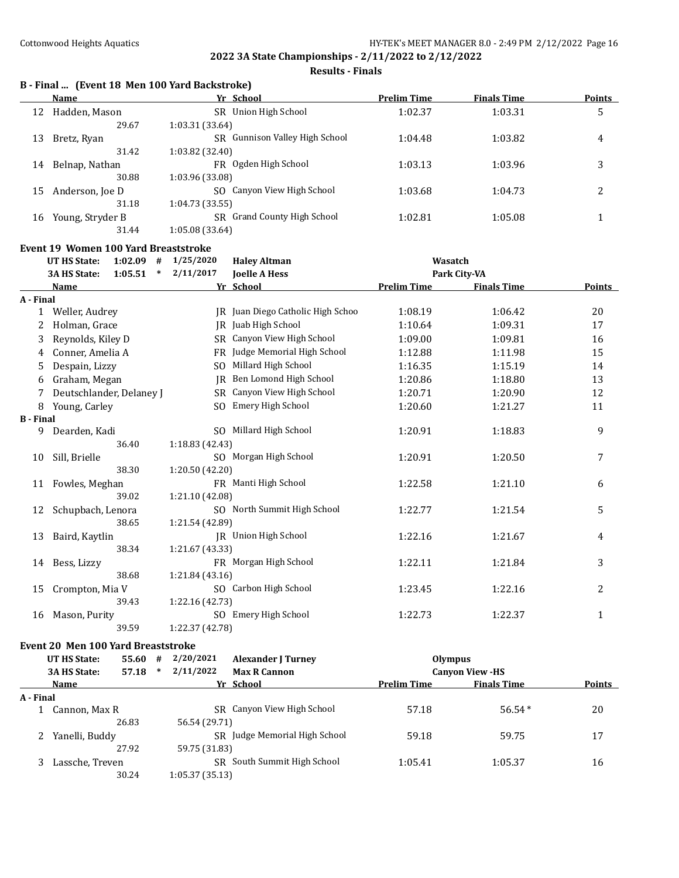## 2022 3A State Championships - 2/11/2022 to 2/12/2022

### Results - Finals

**B - Final ... (Event 18 Men 100 Yard Backstroke)**

| | Name | Yr | School | Prelim Time | Finals Time | Points |
|---|---|---|---|---|---|---|
| 12 | Hadden, Mason | SR | Union High School | 1:02.37 | 1:03.31 | 5 |
| | 29.67 | 1:03.31 (33.64) | | | | |
| 13 | Bretz, Ryan | SR | Gunnison Valley High School | 1:04.48 | 1:03.82 | 4 |
| | 31.42 | 1:03.82 (32.40) | | | | |
| 14 | Belnap, Nathan | FR | Ogden High School | 1:03.13 | 1:03.96 | 3 |
| | 30.88 | 1:03.96 (33.08) | | | | |
| 15 | Anderson, Joe D | SO | Canyon View High School | 1:03.68 | 1:04.73 | 2 |
| | 31.18 | 1:04.73 (33.55) | | | | |
| 16 | Young, Stryder B | SR | Grand County High School | 1:02.81 | 1:05.08 | 1 |
| | 31.44 | 1:05.08 (33.64) | | | | |

**Event 19 Women 100 Yard Breaststroke**

UT HS State: 1:02.09 # 1/25/2020 Haley Altman — Wasatch
3A HS State: 1:05.51 * 2/11/2017 Joelle A Hess — Park City-VA

| | Name | Yr | School | Prelim Time | Finals Time | Points |
|---|---|---|---|---|---|---|
| **A - Final** | | | | | | |
| 1 | Weller, Audrey | JR | Juan Diego Catholic High Schoo | 1:08.19 | 1:06.42 | 20 |
| 2 | Holman, Grace | JR | Juab High School | 1:10.64 | 1:09.31 | 17 |
| 3 | Reynolds, Kiley D | SR | Canyon View High School | 1:09.00 | 1:09.81 | 16 |
| 4 | Conner, Amelia A | FR | Judge Memorial High School | 1:12.88 | 1:11.98 | 15 |
| 5 | Despain, Lizzy | SO | Millard High School | 1:16.35 | 1:15.19 | 14 |
| 6 | Graham, Megan | JR | Ben Lomond High School | 1:20.86 | 1:18.80 | 13 |
| 7 | Deutschlander, Delaney J | SR | Canyon View High School | 1:20.71 | 1:20.90 | 12 |
| 8 | Young, Carley | SO | Emery High School | 1:20.60 | 1:21.27 | 11 |
| **B - Final** | | | | | | |
| 9 | Dearden, Kadi | SO | Millard High School | 1:20.91 | 1:18.83 | 9 |
| | 36.40 | 1:18.83 (42.43) | | | | |
| 10 | Sill, Brielle | SO | Morgan High School | 1:20.91 | 1:20.50 | 7 |
| | 38.30 | 1:20.50 (42.20) | | | | |
| 11 | Fowles, Meghan | FR | Manti High School | 1:22.58 | 1:21.10 | 6 |
| | 39.02 | 1:21.10 (42.08) | | | | |
| 12 | Schupbach, Lenora | SO | North Summit High School | 1:22.77 | 1:21.54 | 5 |
| | 38.65 | 1:21.54 (42.89) | | | | |
| 13 | Baird, Kaytlin | JR | Union High School | 1:22.16 | 1:21.67 | 4 |
| | 38.34 | 1:21.67 (43.33) | | | | |
| 14 | Bess, Lizzy | FR | Morgan High School | 1:22.11 | 1:21.84 | 3 |
| | 38.68 | 1:21.84 (43.16) | | | | |
| 15 | Crompton, Mia V | SO | Carbon High School | 1:23.45 | 1:22.16 | 2 |
| | 39.43 | 1:22.16 (42.73) | | | | |
| 16 | Mason, Purity | SO | Emery High School | 1:22.73 | 1:22.37 | 1 |
| | 39.59 | 1:22.37 (42.78) | | | | |

**Event 20 Men 100 Yard Breaststroke**

UT HS State: 55.60 # 2/20/2021 Alexander J Turney — Olympus
3A HS State: 57.18 * 2/11/2022 Max R Cannon — Canyon View -HS

| | Name | Yr | School | Prelim Time | Finals Time | Points |
|---|---|---|---|---|---|---|
| **A - Final** | | | | | | |
| 1 | Cannon, Max R | SR | Canyon View High School | 57.18 | 56.54 * | 20 |
| | 26.83 | 56.54 (29.71) | | | | |
| 2 | Yanelli, Buddy | SR | Judge Memorial High School | 59.18 | 59.75 | 17 |
| | 27.92 | 59.75 (31.83) | | | | |
| 3 | Lassche, Treven | SR | South Summit High School | 1:05.41 | 1:05.37 | 16 |
| | 30.24 | 1:05.37 (35.13) | | | | |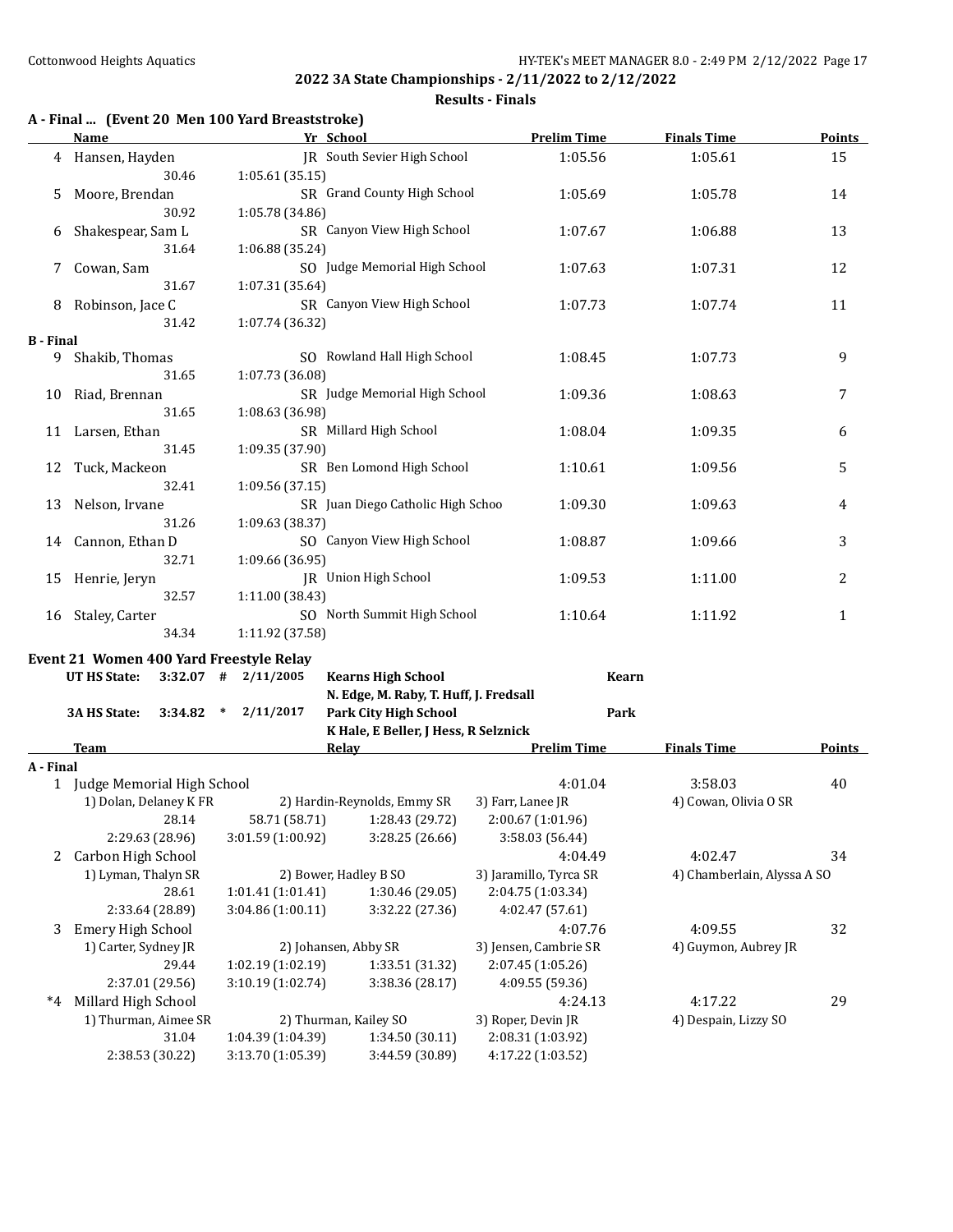## 2022 3A State Championships - 2/11/2022 to 2/12/2022

### Results - Finals

### A - Final ... (Event 20 Men 100 Yard Breaststroke)

| | Name | Yr | School | Prelim Time | Finals Time | Points |
|---|---|---|---|---|---|---|
| 4 | Hansen, Hayden | JR | South Sevier High School | 1:05.56 | 1:05.61 | 15 |
| | 30.46 | 1:05.61 (35.15) | | | | |
| 5 | Moore, Brendan | SR | Grand County High School | 1:05.69 | 1:05.78 | 14 |
| | 30.92 | 1:05.78 (34.86) | | | | |
| 6 | Shakespear, Sam L | SR | Canyon View High School | 1:07.67 | 1:06.88 | 13 |
| | 31.64 | 1:06.88 (35.24) | | | | |
| 7 | Cowan, Sam | SO | Judge Memorial High School | 1:07.63 | 1:07.31 | 12 |
| | 31.67 | 1:07.31 (35.64) | | | | |
| 8 | Robinson, Jace C | SR | Canyon View High School | 1:07.73 | 1:07.74 | 11 |
| | 31.42 | 1:07.74 (36.32) | | | | |
| **B - Final** | | | | | | |
| 9 | Shakib, Thomas | SO | Rowland Hall High School | 1:08.45 | 1:07.73 | 9 |
| | 31.65 | 1:07.73 (36.08) | | | | |
| 10 | Riad, Brennan | SR | Judge Memorial High School | 1:09.36 | 1:08.63 | 7 |
| | 31.65 | 1:08.63 (36.98) | | | | |
| 11 | Larsen, Ethan | SR | Millard High School | 1:08.04 | 1:09.35 | 6 |
| | 31.45 | 1:09.35 (37.90) | | | | |
| 12 | Tuck, Mackeon | SR | Ben Lomond High School | 1:10.61 | 1:09.56 | 5 |
| | 32.41 | 1:09.56 (37.15) | | | | |
| 13 | Nelson, Irvane | SR | Juan Diego Catholic High Schoo | 1:09.30 | 1:09.63 | 4 |
| | 31.26 | 1:09.63 (38.37) | | | | |
| 14 | Cannon, Ethan D | SO | Canyon View High School | 1:08.87 | 1:09.66 | 3 |
| | 32.71 | 1:09.66 (36.95) | | | | |
| 15 | Henrie, Jeryn | JR | Union High School | 1:09.53 | 1:11.00 | 2 |
| | 32.57 | 1:11.00 (38.43) | | | | |
| 16 | Staley, Carter | SO | North Summit High School | 1:10.64 | 1:11.92 | 1 |
| | 34.34 | 1:11.92 (37.58) | | | | |

### Event 21 Women 400 Yard Freestyle Relay

**UT HS State:** 3:32.07 # 2/11/2005 **Kearns High School** Kearn
N. Edge, M. Raby, T. Huff, J. Fredsall

**3A HS State:** 3:34.82 * 2/11/2017 **Park City High School** Park
K Hale, E Beller, J Hess, R Selznick

| | Team | Relay | Prelim Time | Finals Time | Points |
|---|---|---|---|---|---|
| **A - Final** | | | | | |
| 1 | Judge Memorial High School | | 4:01.04 | 3:58.03 | 40 |
| | 1) Dolan, Delaney K FR | 2) Hardin-Reynolds, Emmy SR | 3) Farr, Lanee JR | 4) Cowan, Olivia O SR | |
| | 28.14 | 58.71 (58.71) | 1:28.43 (29.72) | 2:00.67 (1:01.96) | |
| | 2:29.63 (28.96) | 3:01.59 (1:00.92) | 3:28.25 (26.66) | 3:58.03 (56.44) | |
| 2 | Carbon High School | | 4:04.49 | 4:02.47 | 34 |
| | 1) Lyman, Thalyn SR | 2) Bower, Hadley B SO | 3) Jaramillo, Tyrca SR | 4) Chamberlain, Alyssa A SO | |
| | 28.61 | 1:01.41 (1:01.41) | 1:30.46 (29.05) | 2:04.75 (1:03.34) | |
| | 2:33.64 (28.89) | 3:04.86 (1:00.11) | 3:32.22 (27.36) | 4:02.47 (57.61) | |
| 3 | Emery High School | | 4:07.76 | 4:09.55 | 32 |
| | 1) Carter, Sydney JR | 2) Johansen, Abby SR | 3) Jensen, Cambrie SR | 4) Guymon, Aubrey JR | |
| | 29.44 | 1:02.19 (1:02.19) | 1:33.51 (31.32) | 2:07.45 (1:05.26) | |
| | 2:37.01 (29.56) | 3:10.19 (1:02.74) | 3:38.36 (28.17) | 4:09.55 (59.36) | |
| *4 | Millard High School | | 4:24.13 | 4:17.22 | 29 |
| | 1) Thurman, Aimee SR | 2) Thurman, Kailey SO | 3) Roper, Devin JR | 4) Despain, Lizzy SO | |
| | 31.04 | 1:04.39 (1:04.39) | 1:34.50 (30.11) | 2:08.31 (1:03.92) | |
| | 2:38.53 (30.22) | 3:13.70 (1:05.39) | 3:44.59 (30.89) | 4:17.22 (1:03.52) | |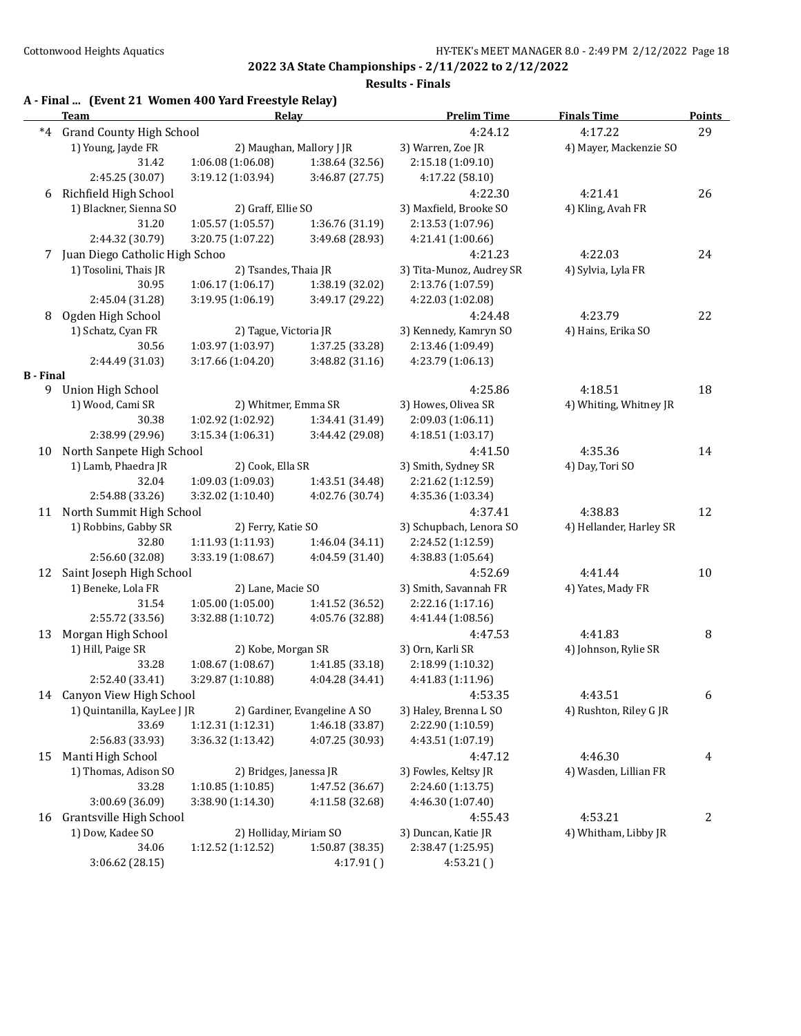## 2022 3A State Championships - 2/11/2022 to 2/12/2022

### Results - Finals

#### A - Final ... (Event 21 Women 400 Yard Freestyle Relay)

| | Team | Relay | | Prelim Time | Finals Time | Points |
|---|---|---|---|---|---|---|
| *4 | Grand County High School | | | 4:24.12 | 4:17.22 | 29 |
| | 1) Young, Jayde FR | 2) Maughan, Mallory J JR | | 3) Warren, Zoe JR | 4) Mayer, Mackenzie SO | |
| | 31.42 | 1:06.08 (1:06.08) | 1:38.64 (32.56) | 2:15.18 (1:09.10) | | |
| | 2:45.25 (30.07) | 3:19.12 (1:03.94) | 3:46.87 (27.75) | 4:17.22 (58.10) | | |
| 6 | Richfield High School | | | 4:22.30 | 4:21.41 | 26 |
| | 1) Blackner, Sienna SO | 2) Graff, Ellie SO | | 3) Maxfield, Brooke SO | 4) Kling, Avah FR | |
| | 31.20 | 1:05.57 (1:05.57) | 1:36.76 (31.19) | 2:13.53 (1:07.96) | | |
| | 2:44.32 (30.79) | 3:20.75 (1:07.22) | 3:49.68 (28.93) | 4:21.41 (1:00.66) | | |
| 7 | Juan Diego Catholic High Schoo | | | 4:21.23 | 4:22.03 | 24 |
| | 1) Tosolini, Thais JR | 2) Tsandes, Thaia JR | | 3) Tita-Munoz, Audrey SR | 4) Sylvia, Lyla FR | |
| | 30.95 | 1:06.17 (1:06.17) | 1:38.19 (32.02) | 2:13.76 (1:07.59) | | |
| | 2:45.04 (31.28) | 3:19.95 (1:06.19) | 3:49.17 (29.22) | 4:22.03 (1:02.08) | | |
| 8 | Ogden High School | | | 4:24.48 | 4:23.79 | 22 |
| | 1) Schatz, Cyan FR | 2) Tague, Victoria JR | | 3) Kennedy, Kamryn SO | 4) Hains, Erika SO | |
| | 30.56 | 1:03.97 (1:03.97) | 1:37.25 (33.28) | 2:13.46 (1:09.49) | | |
| | 2:44.49 (31.03) | 3:17.66 (1:04.20) | 3:48.82 (31.16) | 4:23.79 (1:06.13) | | |
| **B - Final** | | | | | | |
| 9 | Union High School | | | 4:25.86 | 4:18.51 | 18 |
| | 1) Wood, Cami SR | 2) Whitmer, Emma SR | | 3) Howes, Olivea SR | 4) Whiting, Whitney JR | |
| | 30.38 | 1:02.92 (1:02.92) | 1:34.41 (31.49) | 2:09.03 (1:06.11) | | |
| | 2:38.99 (29.96) | 3:15.34 (1:06.31) | 3:44.42 (29.08) | 4:18.51 (1:03.17) | | |
| 10 | North Sanpete High School | | | 4:41.50 | 4:35.36 | 14 |
| | 1) Lamb, Phaedra JR | 2) Cook, Ella SR | | 3) Smith, Sydney SR | 4) Day, Tori SO | |
| | 32.04 | 1:09.03 (1:09.03) | 1:43.51 (34.48) | 2:21.62 (1:12.59) | | |
| | 2:54.88 (33.26) | 3:32.02 (1:10.40) | 4:02.76 (30.74) | 4:35.36 (1:03.34) | | |
| 11 | North Summit High School | | | 4:37.41 | 4:38.83 | 12 |
| | 1) Robbins, Gabby SR | 2) Ferry, Katie SO | | 3) Schupbach, Lenora SO | 4) Hellander, Harley SR | |
| | 32.80 | 1:11.93 (1:11.93) | 1:46.04 (34.11) | 2:24.52 (1:12.59) | | |
| | 2:56.60 (32.08) | 3:33.19 (1:08.67) | 4:04.59 (31.40) | 4:38.83 (1:05.64) | | |
| 12 | Saint Joseph High School | | | 4:52.69 | 4:41.44 | 10 |
| | 1) Beneke, Lola FR | 2) Lane, Macie SO | | 3) Smith, Savannah FR | 4) Yates, Mady FR | |
| | 31.54 | 1:05.00 (1:05.00) | 1:41.52 (36.52) | 2:22.16 (1:17.16) | | |
| | 2:55.72 (33.56) | 3:32.88 (1:10.72) | 4:05.76 (32.88) | 4:41.44 (1:08.56) | | |
| 13 | Morgan High School | | | 4:47.53 | 4:41.83 | 8 |
| | 1) Hill, Paige SR | 2) Kobe, Morgan SR | | 3) Orn, Karli SR | 4) Johnson, Rylie SR | |
| | 33.28 | 1:08.67 (1:08.67) | 1:41.85 (33.18) | 2:18.99 (1:10.32) | | |
| | 2:52.40 (33.41) | 3:29.87 (1:10.88) | 4:04.28 (34.41) | 4:41.83 (1:11.96) | | |
| 14 | Canyon View High School | | | 4:53.35 | 4:43.51 | 6 |
| | 1) Quintanilla, KayLee J JR | 2) Gardiner, Evangeline A SO | | 3) Haley, Brenna L SO | 4) Rushton, Riley G JR | |
| | 33.69 | 1:12.31 (1:12.31) | 1:46.18 (33.87) | 2:22.90 (1:10.59) | | |
| | 2:56.83 (33.93) | 3:36.32 (1:13.42) | 4:07.25 (30.93) | 4:43.51 (1:07.19) | | |
| 15 | Manti High School | | | 4:47.12 | 4:46.30 | 4 |
| | 1) Thomas, Adison SO | 2) Bridges, Janessa JR | | 3) Fowles, Keltsy JR | 4) Wasden, Lillian FR | |
| | 33.28 | 1:10.85 (1:10.85) | 1:47.52 (36.67) | 2:24.60 (1:13.75) | | |
| | 3:00.69 (36.09) | 3:38.90 (1:14.30) | 4:11.58 (32.68) | 4:46.30 (1:07.40) | | |
| 16 | Grantsville High School | | | 4:55.43 | 4:53.21 | 2 |
| | 1) Dow, Kadee SO | 2) Holliday, Miriam SO | | 3) Duncan, Katie JR | 4) Whitham, Libby JR | |
| | 34.06 | 1:12.52 (1:12.52) | 1:50.87 (38.35) | 2:38.47 (1:25.95) | | |
| | 3:06.62 (28.15) | | 4:17.91 ( ) | 4:53.21 ( ) | | |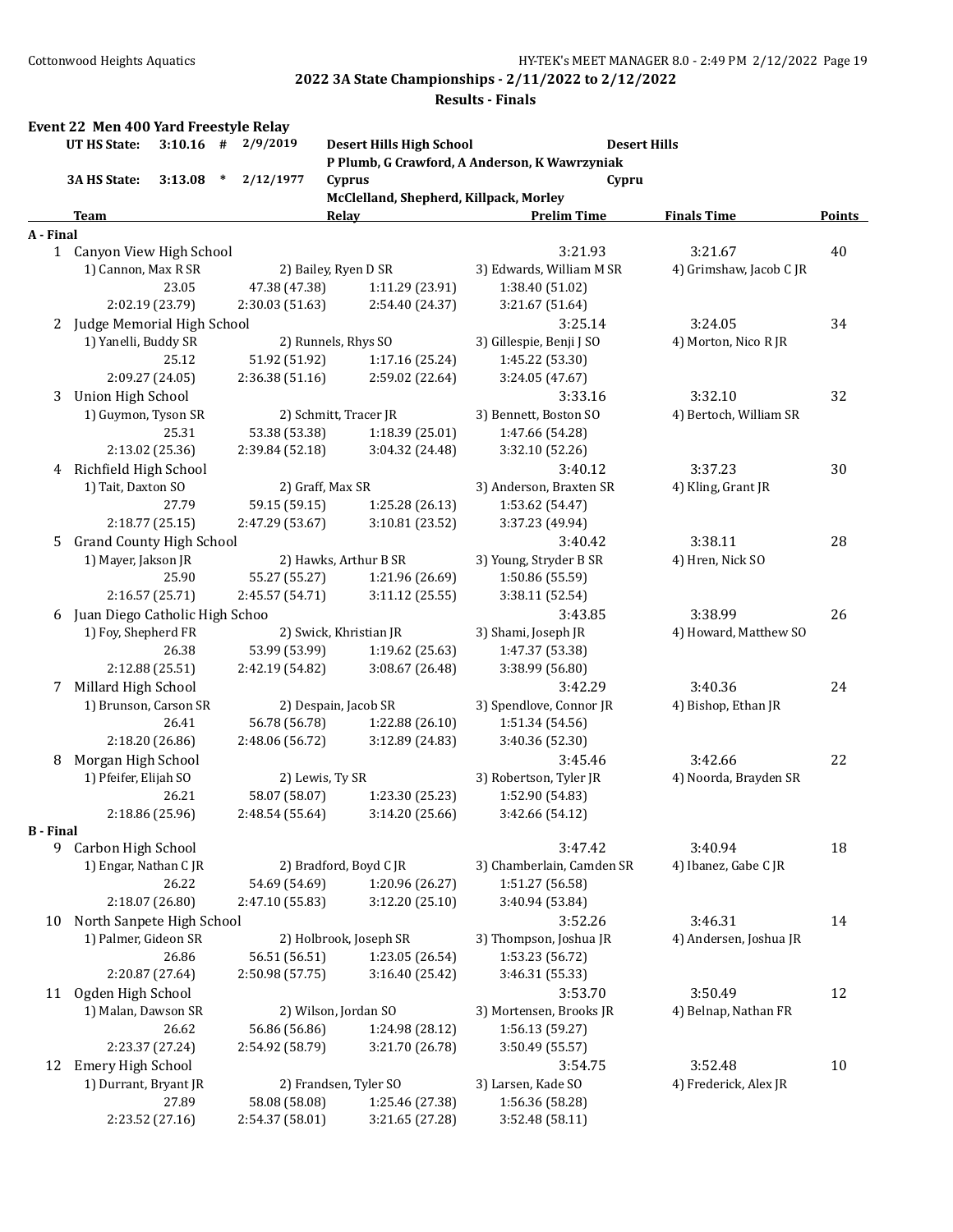## 2022 3A State Championships - 2/11/2022 to 2/12/2022

### Results - Finals

**Event 22 Men 400 Yard Freestyle Relay**

| | | | | |
|---|---|---|---|---|
| UT HS State: | 3:10.16 # | 2/9/2019 | Desert Hills High School | Desert Hills |
| | | | P Plumb, G Crawford, A Anderson, K Wawrzyniak | |
| 3A HS State: | 3:13.08 * | 2/12/1977 | Cyprus | Cypru |
| | | | McClelland, Shepherd, Killpack, Morley | |

| Team | | Relay | Prelim Time | Finals Time | Points |
|---|---|---|---|---|---|
| **A - Final** | | | | | |
| 1 Canyon View High School | | | 3:21.93 | 3:21.67 | 40 |
| 1) Cannon, Max R SR | 2) Bailey, Ryen D SR | | 3) Edwards, William M SR | 4) Grimshaw, Jacob C JR | |
| 23.05 | 47.38 (47.38) | 1:11.29 (23.91) | 1:38.40 (51.02) | | |
| 2:02.19 (23.79) | 2:30.03 (51.63) | 2:54.40 (24.37) | 3:21.67 (51.64) | | |
| 2 Judge Memorial High School | | | 3:25.14 | 3:24.05 | 34 |
| 1) Yanelli, Buddy SR | 2) Runnels, Rhys SO | | 3) Gillespie, Benji J SO | 4) Morton, Nico R JR | |
| 25.12 | 51.92 (51.92) | 1:17.16 (25.24) | 1:45.22 (53.30) | | |
| 2:09.27 (24.05) | 2:36.38 (51.16) | 2:59.02 (22.64) | 3:24.05 (47.67) | | |
| 3 Union High School | | | 3:33.16 | 3:32.10 | 32 |
| 1) Guymon, Tyson SR | 2) Schmitt, Tracer JR | | 3) Bennett, Boston SO | 4) Bertoch, William SR | |
| 25.31 | 53.38 (53.38) | 1:18.39 (25.01) | 1:47.66 (54.28) | | |
| 2:13.02 (25.36) | 2:39.84 (52.18) | 3:04.32 (24.48) | 3:32.10 (52.26) | | |
| 4 Richfield High School | | | 3:40.12 | 3:37.23 | 30 |
| 1) Tait, Daxton SO | 2) Graff, Max SR | | 3) Anderson, Braxten SR | 4) Kling, Grant JR | |
| 27.79 | 59.15 (59.15) | 1:25.28 (26.13) | 1:53.62 (54.47) | | |
| 2:18.77 (25.15) | 2:47.29 (53.67) | 3:10.81 (23.52) | 3:37.23 (49.94) | | |
| 5 Grand County High School | | | 3:40.42 | 3:38.11 | 28 |
| 1) Mayer, Jakson JR | 2) Hawks, Arthur B SR | | 3) Young, Stryder B SR | 4) Hren, Nick SO | |
| 25.90 | 55.27 (55.27) | 1:21.96 (26.69) | 1:50.86 (55.59) | | |
| 2:16.57 (25.71) | 2:45.57 (54.71) | 3:11.12 (25.55) | 3:38.11 (52.54) | | |
| 6 Juan Diego Catholic High Schoo | | | 3:43.85 | 3:38.99 | 26 |
| 1) Foy, Shepherd FR | 2) Swick, Khristian JR | | 3) Shami, Joseph JR | 4) Howard, Matthew SO | |
| 26.38 | 53.99 (53.99) | 1:19.62 (25.63) | 1:47.37 (53.38) | | |
| 2:12.88 (25.51) | 2:42.19 (54.82) | 3:08.67 (26.48) | 3:38.99 (56.80) | | |
| 7 Millard High School | | | 3:42.29 | 3:40.36 | 24 |
| 1) Brunson, Carson SR | 2) Despain, Jacob SR | | 3) Spendlove, Connor JR | 4) Bishop, Ethan JR | |
| 26.41 | 56.78 (56.78) | 1:22.88 (26.10) | 1:51.34 (54.56) | | |
| 2:18.20 (26.86) | 2:48.06 (56.72) | 3:12.89 (24.83) | 3:40.36 (52.30) | | |
| 8 Morgan High School | | | 3:45.46 | 3:42.66 | 22 |
| 1) Pfeifer, Elijah SO | 2) Lewis, Ty SR | | 3) Robertson, Tyler JR | 4) Noorda, Brayden SR | |
| 26.21 | 58.07 (58.07) | 1:23.30 (25.23) | 1:52.90 (54.83) | | |
| 2:18.86 (25.96) | 2:48.54 (55.64) | 3:14.20 (25.66) | 3:42.66 (54.12) | | |
| **B - Final** | | | | | |
| 9 Carbon High School | | | 3:47.42 | 3:40.94 | 18 |
| 1) Engar, Nathan C JR | 2) Bradford, Boyd C JR | | 3) Chamberlain, Camden SR | 4) Ibanez, Gabe C JR | |
| 26.22 | 54.69 (54.69) | 1:20.96 (26.27) | 1:51.27 (56.58) | | |
| 2:18.07 (26.80) | 2:47.10 (55.83) | 3:12.20 (25.10) | 3:40.94 (53.84) | | |
| 10 North Sanpete High School | | | 3:52.26 | 3:46.31 | 14 |
| 1) Palmer, Gideon SR | 2) Holbrook, Joseph SR | | 3) Thompson, Joshua JR | 4) Andersen, Joshua JR | |
| 26.86 | 56.51 (56.51) | 1:23.05 (26.54) | 1:53.23 (56.72) | | |
| 2:20.87 (27.64) | 2:50.98 (57.75) | 3:16.40 (25.42) | 3:46.31 (55.33) | | |
| 11 Ogden High School | | | 3:53.70 | 3:50.49 | 12 |
| 1) Malan, Dawson SR | 2) Wilson, Jordan SO | | 3) Mortensen, Brooks JR | 4) Belnap, Nathan FR | |
| 26.62 | 56.86 (56.86) | 1:24.98 (28.12) | 1:56.13 (59.27) | | |
| 2:23.37 (27.24) | 2:54.92 (58.79) | 3:21.70 (26.78) | 3:50.49 (55.57) | | |
| 12 Emery High School | | | 3:54.75 | 3:52.48 | 10 |
| 1) Durrant, Bryant JR | 2) Frandsen, Tyler SO | | 3) Larsen, Kade SO | 4) Frederick, Alex JR | |
| 27.89 | 58.08 (58.08) | 1:25.46 (27.38) | 1:56.36 (58.28) | | |
| 2:23.52 (27.16) | 2:54.37 (58.01) | 3:21.65 (27.28) | 3:52.48 (58.11) | | |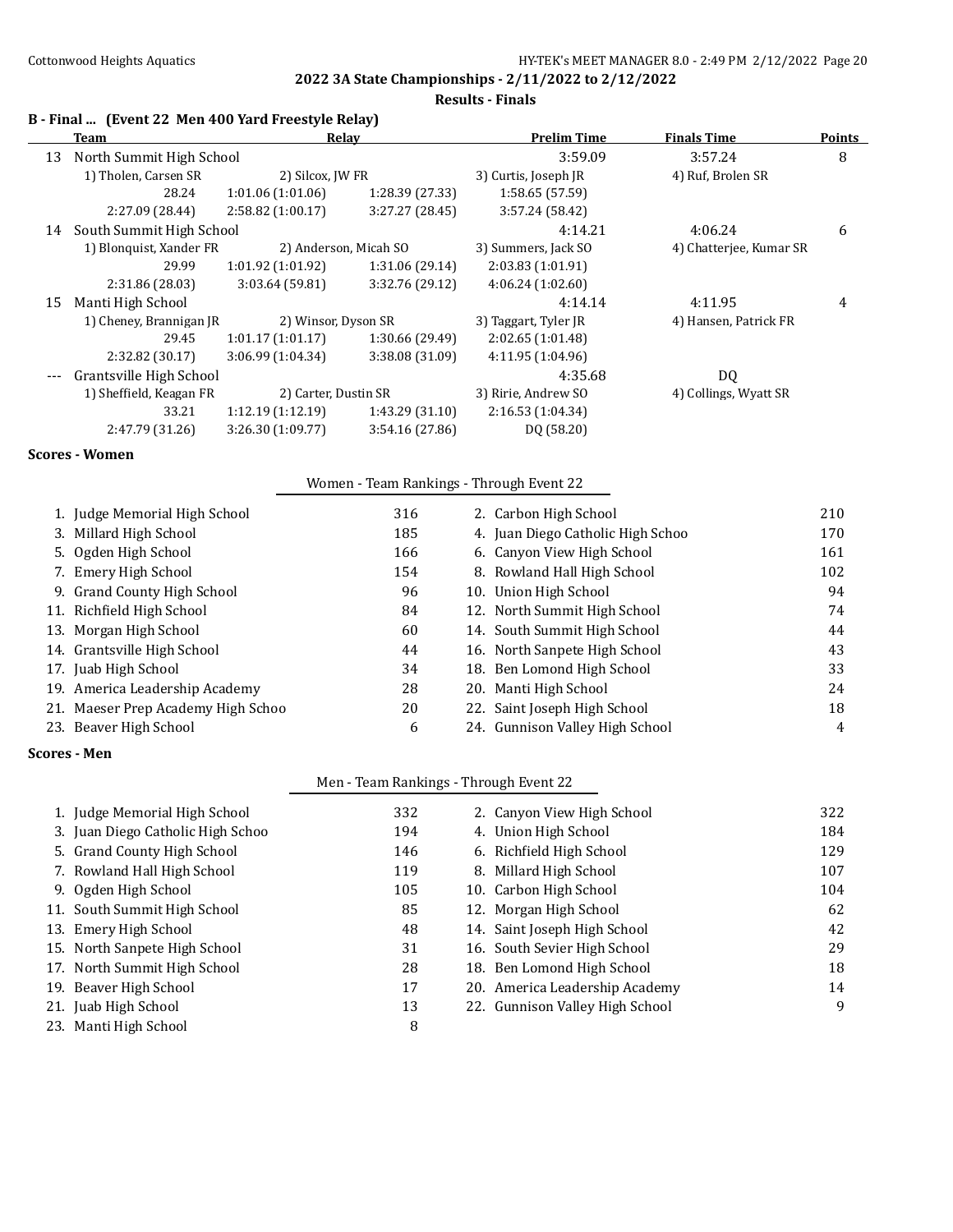**2022 3A State Championships - 2/11/2022 to 2/12/2022**

**Results - Finals**

### B - Final ... (Event 22 Men 400 Yard Freestyle Relay)

| | Team | Relay | | Prelim Time | Finals Time | Points |
|---|---|---|---|---|---|---|
| 13 | North Summit High School | | | 3:59.09 | 3:57.24 | 8 |
| | 1) Tholen, Carsen SR | 2) Silcox, JW FR | | 3) Curtis, Joseph JR | 4) Ruf, Brolen SR | |
| | 28.24 | 1:01.06 (1:01.06) | 1:28.39 (27.33) | 1:58.65 (57.59) | | |
| | 2:27.09 (28.44) | 2:58.82 (1:00.17) | 3:27.27 (28.45) | 3:57.24 (58.42) | | |
| 14 | South Summit High School | | | 4:14.21 | 4:06.24 | 6 |
| | 1) Blonquist, Xander FR | 2) Anderson, Micah SO | | 3) Summers, Jack SO | 4) Chatterjee, Kumar SR | |
| | 29.99 | 1:01.92 (1:01.92) | 1:31.06 (29.14) | 2:03.83 (1:01.91) | | |
| | 2:31.86 (28.03) | 3:03.64 (59.81) | 3:32.76 (29.12) | 4:06.24 (1:02.60) | | |
| 15 | Manti High School | | | 4:14.14 | 4:11.95 | 4 |
| | 1) Cheney, Brannigan JR | 2) Winsor, Dyson SR | | 3) Taggart, Tyler JR | 4) Hansen, Patrick FR | |
| | 29.45 | 1:01.17 (1:01.17) | 1:30.66 (29.49) | 2:02.65 (1:01.48) | | |
| | 2:32.82 (30.17) | 3:06.99 (1:04.34) | 3:38.08 (31.09) | 4:11.95 (1:04.96) | | |
| --- | Grantsville High School | | | 4:35.68 | DQ | |
| | 1) Sheffield, Keagan FR | 2) Carter, Dustin SR | | 3) Ririe, Andrew SO | 4) Collings, Wyatt SR | |
| | 33.21 | 1:12.19 (1:12.19) | 1:43.29 (31.10) | 2:16.53 (1:04.34) | | |
| | 2:47.79 (31.26) | 3:26.30 (1:09.77) | 3:54.16 (27.86) | DQ (58.20) | | |

### Scores - Women

Women - Team Rankings - Through Event 22

| | | | | | |
|---|---|---|---|---|---|
| 1. | Judge Memorial High School | 316 | 2. | Carbon High School | 210 |
| 3. | Millard High School | 185 | 4. | Juan Diego Catholic High Schoo | 170 |
| 5. | Ogden High School | 166 | 6. | Canyon View High School | 161 |
| 7. | Emery High School | 154 | 8. | Rowland Hall High School | 102 |
| 9. | Grand County High School | 96 | 10. | Union High School | 94 |
| 11. | Richfield High School | 84 | 12. | North Summit High School | 74 |
| 13. | Morgan High School | 60 | 14. | South Summit High School | 44 |
| 14. | Grantsville High School | 44 | 16. | North Sanpete High School | 43 |
| 17. | Juab High School | 34 | 18. | Ben Lomond High School | 33 |
| 19. | America Leadership Academy | 28 | 20. | Manti High School | 24 |
| 21. | Maeser Prep Academy High Schoo | 20 | 22. | Saint Joseph High School | 18 |
| 23. | Beaver High School | 6 | 24. | Gunnison Valley High School | 4 |

### Scores - Men

Men - Team Rankings - Through Event 22

| | | | | | |
|---|---|---|---|---|---|
| 1. | Judge Memorial High School | 332 | 2. | Canyon View High School | 322 |
| 3. | Juan Diego Catholic High Schoo | 194 | 4. | Union High School | 184 |
| 5. | Grand County High School | 146 | 6. | Richfield High School | 129 |
| 7. | Rowland Hall High School | 119 | 8. | Millard High School | 107 |
| 9. | Ogden High School | 105 | 10. | Carbon High School | 104 |
| 11. | South Summit High School | 85 | 12. | Morgan High School | 62 |
| 13. | Emery High School | 48 | 14. | Saint Joseph High School | 42 |
| 15. | North Sanpete High School | 31 | 16. | South Sevier High School | 29 |
| 17. | North Summit High School | 28 | 18. | Ben Lomond High School | 18 |
| 19. | Beaver High School | 17 | 20. | America Leadership Academy | 14 |
| 21. | Juab High School | 13 | 22. | Gunnison Valley High School | 9 |
| 23. | Manti High School | 8 | | | |